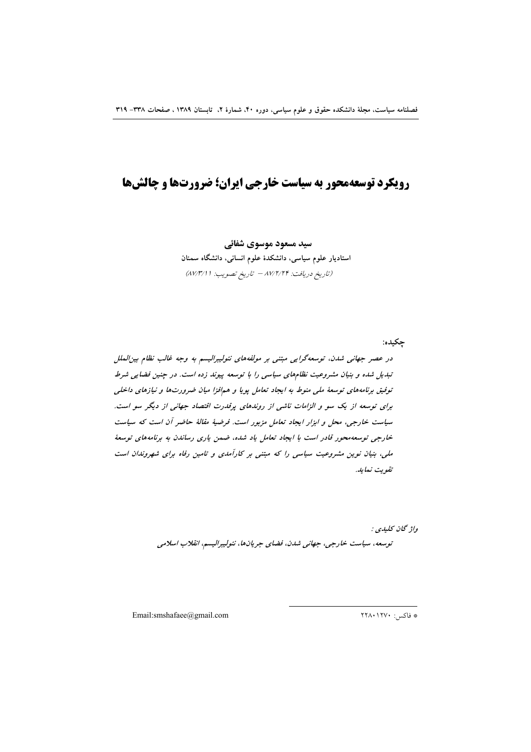# رویکرد توسعه‌محور به سیاست خارجی ایران؛ ضرورت‌ها و چالش‌ها

**سید مسعود موسوی شفائی**

**استادیار علوم سیاسی، دانشکدهٔ علوم انسانی، دانشگاه سمنان**

(تاریخ دریافت: ۸۷/۲/۲۴ – تاریخ تصویب: ۸۷/۳/۱۱)

**چکیده:**

*در عصر جهانی شدن، توسعه‌گرایی مبتنی بر مولفه‌های نئولیبرالیسم به وجه غالب نظام بین‌الملل تبدیل شده و بنیان مشروعیت نظام‌های سیاسی را با توسعه پیوند زده است. در چنین فضایی شرط توفیق برنامه‌های توسعهٔ ملی منوط به ایجاد تعامل پویا و هم‌افزا میان ضرورت‌ها و نیازهای داخلی برای توسعه از یک سو و الزامات ناشی از روندهای پرقدرت اقتصاد جهانی از دیگر سو است. سیاست خارجی، محل و ابزار ایجاد تعامل مزبور است. فرضیهٔ مقالهٔ حاضر آن است که سیاست خارجی توسعه‌محور قادر است با ایجاد تعامل یاد شده، ضمن یاری رساندن به برنامه‌های توسعهٔ ملی، بنیان نوین مشروعیت سیاسی را که مبتنی بر کارآمدی و تامین رفاه برای شهروندان است تقویت نماید.*

*واژگان کلیدی:*

*توسعه، سیاست خارجی، جهانی شدن، فضای جریان‌ها، نئولیبرالیسم، انقلاب اسلامی*

---

* فاکس: ۲۲۸۰۱۲۷۰

Email:smshafaee@gmail.com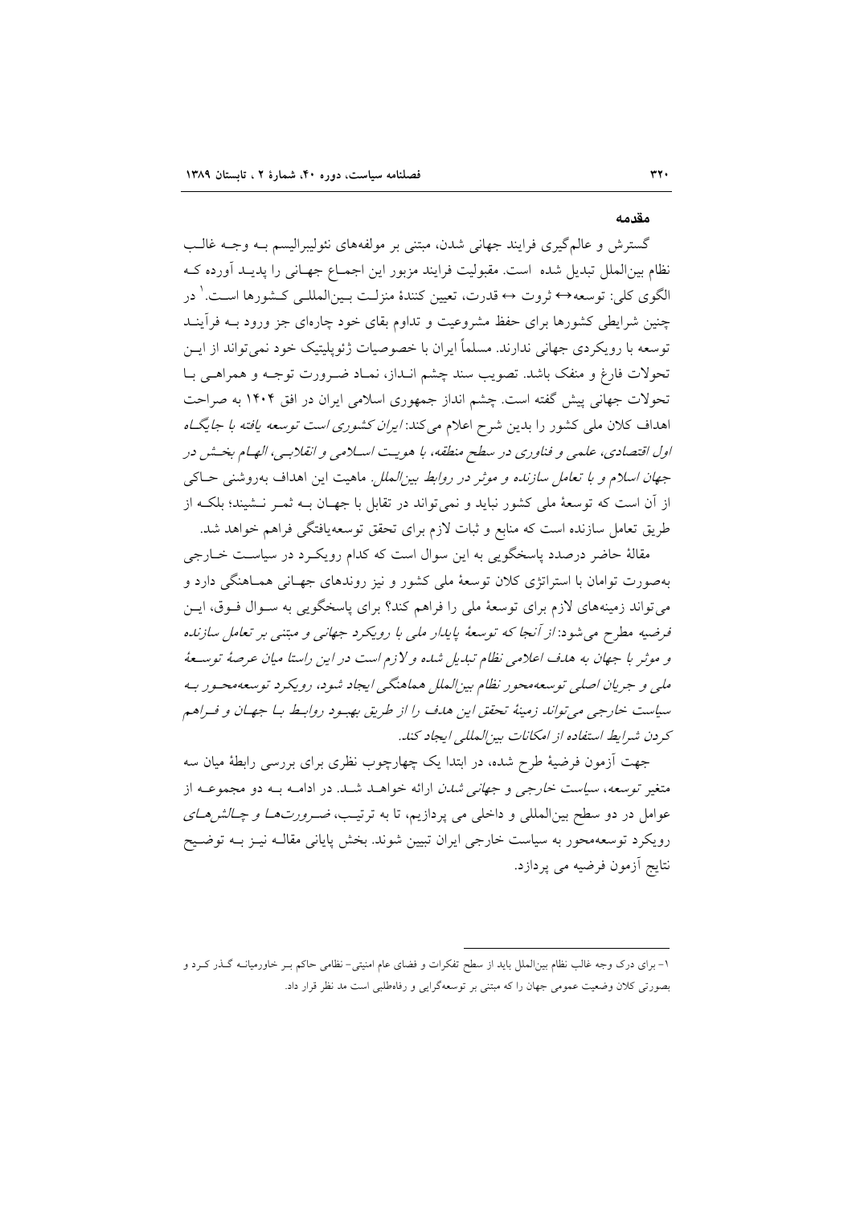## مقدمه

گسترش و عالم‌گیری فرایند جهانی شدن، مبتنی بر مولفه‌های نئولیبرالیسم بـه وجـه غالـب نظام بین‌الملل تبدیل شده است. مقبولیت فرایند مزبور این اجمـاع جهـانی را پدیـد آورده کـه الگوی کلی: توسعه↔ ثروت ↔ قدرت، تعیین کنندهٔ منزلـت بـین‌المللـی کـشورها اسـت.[1] در چنین شرایطی کشورها برای حفظ مشروعیت و تداوم بقای خود چاره‌ای جز ورود بـه فرآینـد توسعه با رویکردی جهانی ندارند. مسلماً ایران با خصوصیات ژئوپلیتیک خود نمی‌تواند از ایـن تحولات فارغ و منفک باشد. تصویب سند چشم انـداز، نمـاد ضـرورت توجـه و همراهـی بـا تحولات جهانی پیش گفته است. چشم انداز جمهوری اسلامی ایران در افق ۱۴۰۴ به صراحت اهداف کلان ملی کشور را بدین شرح اعلام می‌کند: *ایران کشوری است توسعه یافته با جایگـاه اول اقتصادی، علمی و فناوری در سطح منطقه، با هویـت اسـلامی و انقلابـی، الهـام بخـش در جهان اسلام و با تعامل سازنده و موثر در روابط بین‌الملل*. ماهیت این اهداف به‌روشنی حـاکی از آن است که توسعهٔ ملی کشور نباید و نمی‌تواند در تقابل با جهـان بـه ثمـر نـشیند؛ بلکـه از طریق تعامل سازنده است که منابع و ثبات لازم برای تحقق توسعه‌یافتگی فراهم خواهد شد.

مقالهٔ حاضر درصدد پاسخگویی به این سوال است که کدام رویکـرد در سیاسـت خـارجی به‌صورت توامان با استراتژی کلان توسعهٔ ملی کشور و نیز روندهای جهـانی همـاهنگی دارد و می‌تواند زمینه‌های لازم برای توسعهٔ ملی را فراهم کند؟ برای پاسخگویی به سـوال فـوق، ایـن فرضیه مطرح می‌شود: *از آنجا که توسعهٔ پایدار ملی با رویکرد جهانی و مبتنی بر تعامل سازنده و موثر با جهان به هدف اعلامی نظام تبدیل شده و لازم است در این راستا میان عرصهٔ توسـعهٔ ملی و جریان اصلی توسعه‌محور نظام بین‌الملل هماهنگی ایجاد شود، رویکرد توسعه‌محـور بـه سیاست خارجی می‌تواند زمینهٔ تحقق این هدف را از طریق بهبـود روابـط بـا جهـان و فـراهم کردن شرایط استفاده از امکانات بین‌المللی ایجاد کند.*

جهت آزمون فرضیهٔ طرح شده، در ابتدا یک چهارچوب نظری برای بررسی رابطهٔ میان سه متغیر *توسعه*، *سیاست خارجی* و *جهانی شدن* ارائه خواهـد شـد. در ادامـه بـه دو مجموعـه از عوامل در دو سطح بین‌المللی و داخلی می پردازیم، تا به ترتیـب، *ضـرورت‌هـا و چـالش‌هـای* رویکرد توسعه‌محور به سیاست خارجی ایران تبیین شوند. بخش پایانی مقالـه نیـز بـه توضـیح نتایج آزمون فرضیه می پردازد.

---

۱- برای درک وجه غالب نظام بین‌الملل باید از سطح تفکرات و فضای عام امنیتی- نظامی حاکم بـر خاورمیانـه گـذر کـرد و بصورتی کلان وضعیت عمومی جهان را که مبتنی بر توسعه‌گرایی و رفاه‌طلبی است مد نظر قرار داد.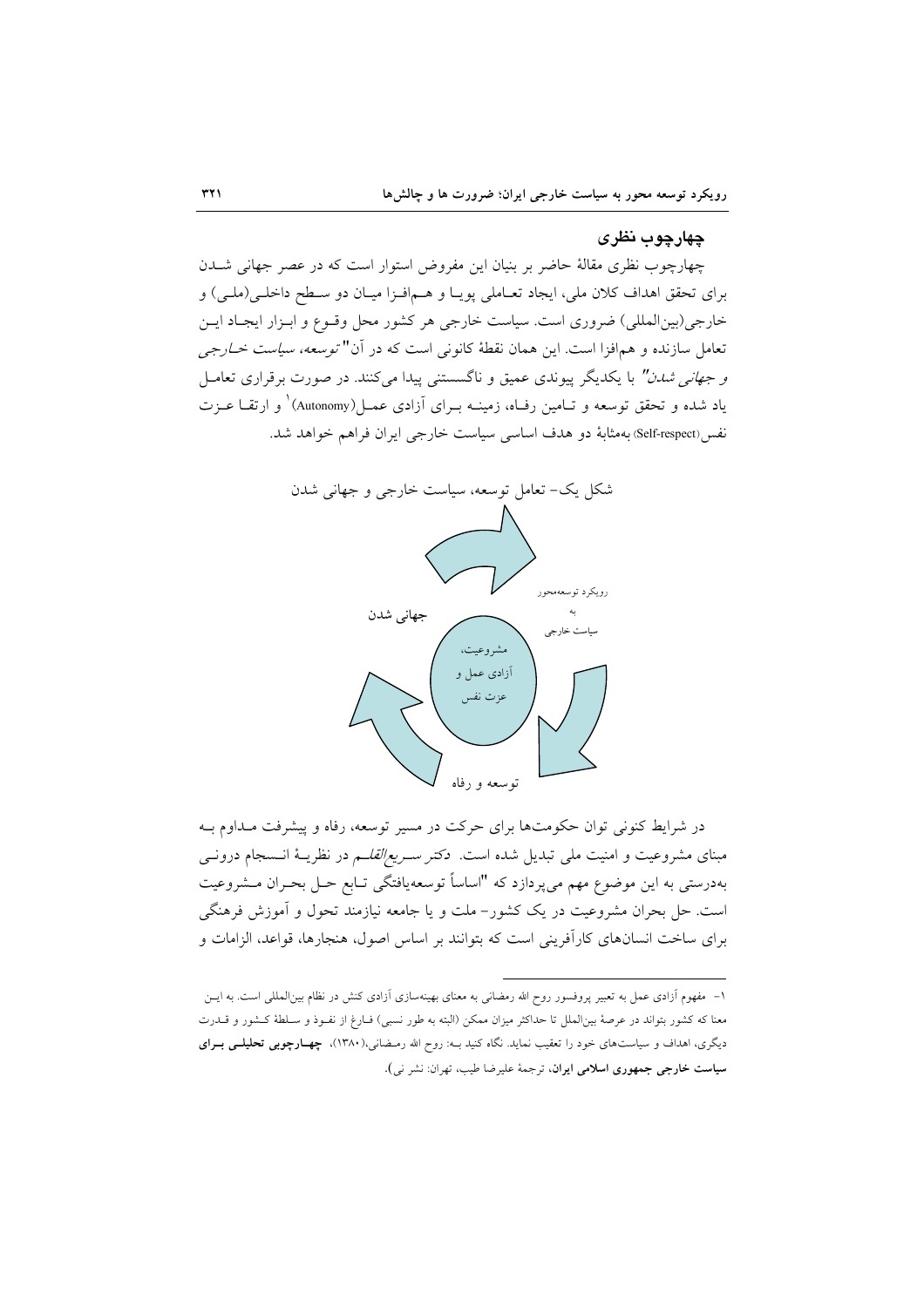## چهارچوب نظری

چهارچوب نظری مقالهٔ حاضر بر بنیان این مفروض استوار است که در عصر جهانی شدن برای تحقق اهداف کلان ملی، ایجاد تعاملی پویا و هم‌افزا میان دو سطح داخلی(ملی) و خارجی(بین‌المللی) ضروری است. سیاست خارجی هر کشور محل وقوع و ابزار ایجاد این تعامل سازنده و هم‌افزا است. این همان نقطهٔ کانونی است که در آن"*توسعه، سیاست خارجی و جهانی شدن*" با یکدیگر پیوندی عمیق و ناگسستنی پیدا می‌کنند. در صورت برقراری تعامل یاد شده و تحقق توسعه و تامین رفاه، زمینه برای آزادی عمل(Autonomy)[1] و ارتقا عزت نفس(Self-respect) به‌مثابهٔ دو هدف اساسی سیاست خارجی ایران فراهم خواهد شد.

شکل یک- تعامل توسعه، سیاست خارجی و جهانی شدن

رویکرد توسعه‌محور به سیاست خارجی

جهانی شدن

مشروعیت، آزادی عمل و عزت نفس

توسعه و رفاه

در شرایط کنونی توان حکومت‌ها برای حرکت در مسیر توسعه، رفاه و پیشرفت مداوم به مبنای مشروعیت و امنیت ملی تبدیل شده است. *دکتر سریع‌القلم* در نظریهٔ انسجام درونی به‌درستی به این موضوع مهم می‌پردازد که "اساساً توسعه‌یافتگی تابع حل بحران مشروعیت است. حل بحران مشروعیت در یک کشور- ملت و یا جامعه نیازمند تحول و آموزش فرهنگی برای ساخت انسان‌های کارآفرینی است که بتوانند بر اساس اصول، هنجارها، قواعد، الزامات و

---

[1] - مفهوم آزادی عمل به تعبیر پروفسور روح الله رمضانی به معنای بهینه‌سازی آزادی کنش در نظام بین‌المللی است. به این معنا که کشور بتواند در عرصهٔ بین‌الملل تا حداکثر میزان ممکن (البته به طور نسبی) فارغ از نفوذ و سلطهٔ کشور و قدرت دیگری، اهداف و سیاست‌های خود را تعقیب نماید. نگاه کنید به: روح الله رمضانی،(۱۳۸۰)، **چهارچوبی تحلیلی برای سیاست خارجی جمهوری اسلامی ایران**، ترجمهٔ علیرضا طیب، تهران: نشر نی).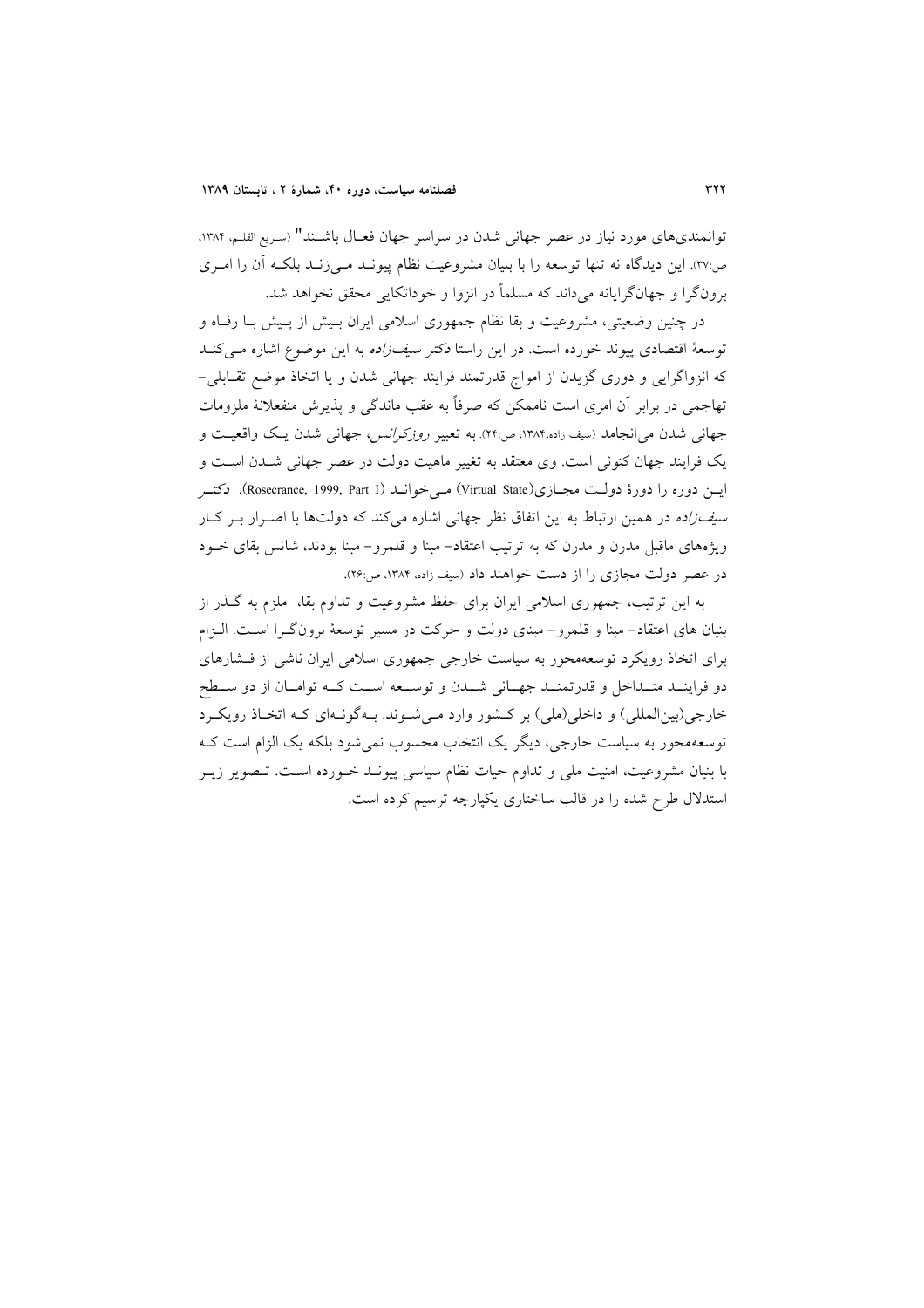توانمندی‌های مورد نیاز در عصر جهانی شدن در سراسر جهان فعـال باشـند" (سریع القلم، ۱۳۸۴، ص:۳۷). این دیدگاه نه تنها توسعه را با بنیان مشروعیت نظام پیونـد مـی‌زنـد بلکـه آن را امـری برون‌گرا و جهان‌گرایانه می‌داند که مسلماً در انزوا و خودااتکایی محقق نخواهد شد.

در چنین وضعیتی، مشروعیت و بقا نظام جمهوری اسلامی ایران بـیش از پـیش بـا رفـاه و توسعهٔ اقتصادی پیوند خورده است. در این راستا دکتر *سیف‌زاده* به این موضوع اشاره مـی‌کنـد که انزواگرایی و دوری گزیدن از امواج قدرتمند فرایند جهانی شدن و یا اتخاذ موضع تقـابلی- تهاجمی در برابر آن امری است ناممکن که صرفاً به عقب ماندگی و پذیرش منفعلانهٔ ملزومات جهانی شدن می‌انجامد (سیف زاده،۱۳۸۴، ص:۲۴). به تعبیر *روزکرانس*، جهانی شدن یـک واقعیـت و یک فرایند جهان کنونی است. وی معتقد به تغییر ماهیت دولت در عصر جهانی شـدن اسـت و ایـن دوره را دورهٔ دولـت مجـازی(Virtual State) مـی‌خوانـد (Rosecrance, 1999, Part I). دکتـر *سیف‌زاده* در همین ارتباط به این اتفاق نظر جهانی اشاره می‌کند که دولت‌ها با اصـرار بـر کـار ویژه‌های ماقبل مدرن و مدرن که به ترتیب اعتقاد- مبنا و قلمرو- مبنا بودند، شانس بقای خـود در عصر دولت مجازی را از دست خواهند داد (سیف زاده، ۱۳۸۴، ص:۲۶).

به این ترتیب، جمهوری اسلامی ایران برای حفظ مشروعیت و تداوم بقا، ملزم به گـذر از بنیان های اعتقاد- مبنا و قلمرو- مبنای دولت و حرکت در مسیر توسعهٔ برون‌گـرا اسـت. الـزام برای اتخاذ رویکرد توسعه‌محور به سیاست خارجی جمهوری اسلامی ایران ناشی از فـشارهای دو فراینـد متـداخل و قدرتمنـد جهـانی شـدن و توسـعه اسـت کـه توامـان از دو سـطح خارجی(بین‌المللی) و داخلی(ملی) بر کـشور وارد مـی‌شـوند. بـه‌گونـه‌ای کـه اتخـاذ رویکـرد توسعه‌محور به سیاست خارجی، دیگر یک انتخاب محسوب نمی‌شود بلکه یک الزام است کـه با بنیان مشروعیت، امنیت ملی و تداوم حیات نظام سیاسی پیونـد خـورده اسـت. تـصویر زیـر استدلال طرح شده را در قالب ساختاری یکپارچه ترسیم کرده است.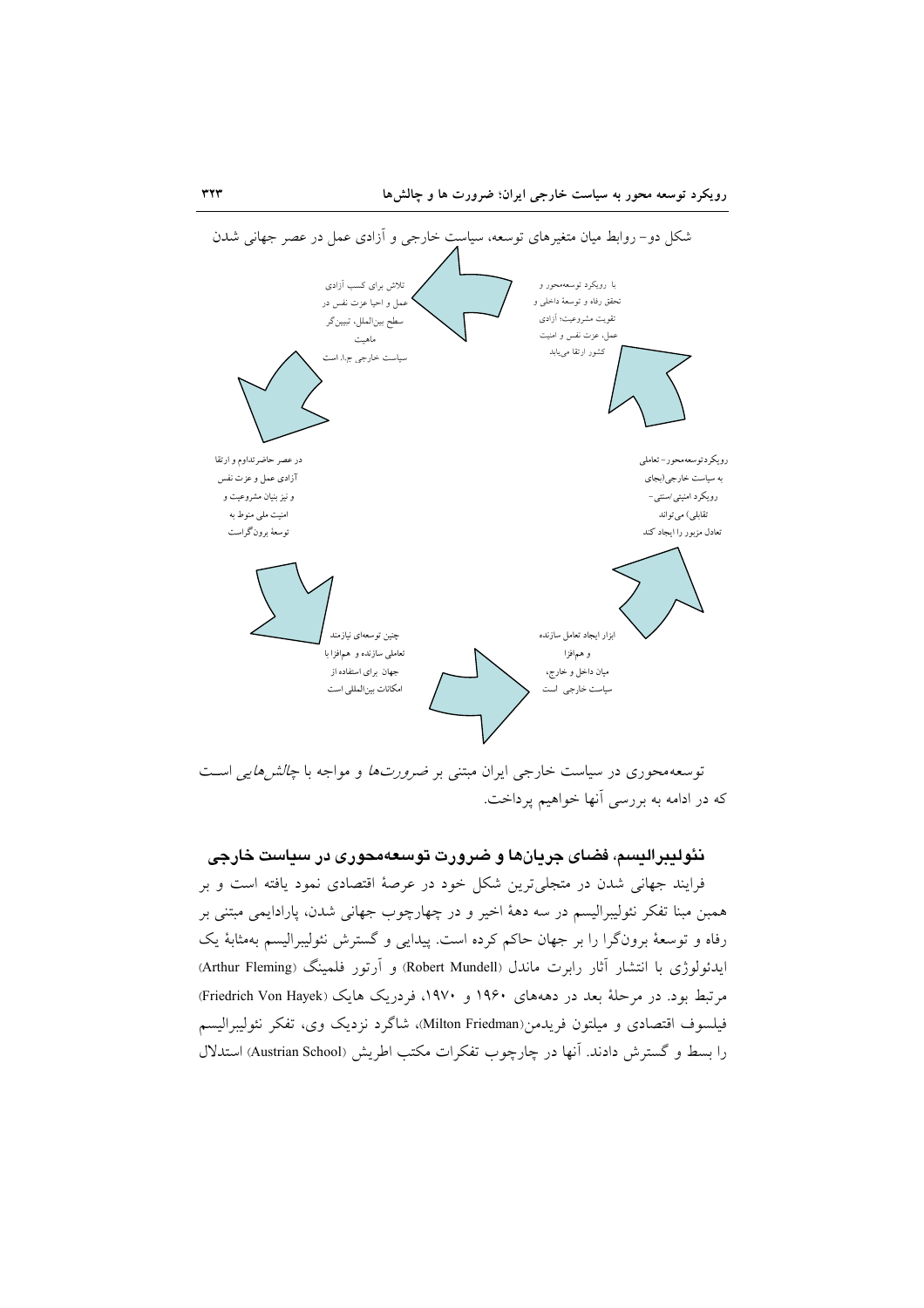شکل دو- روابط میان متغیرهای توسعه، سیاست خارجی و آزادی عمل در عصر جهانی شدن

با رویکرد توسعه‌محور و تحقق رفاه و توسعهٔ داخلی و تقویت مشروعیت؛ آزادی عمل، عزت نفس و امنیت کشور ارتقا می‌یابد

تلاش برای کسب آزادی عمل و احیا عزت نفس در سطح بین‌الملل، تبیین‌گر ماهیت سیاست خارجی ج.ا. است

در عصر حاضرتداوم و ارتقا آزادی عمل و عزت نفس و نیز بنیان مشروعیت و امنیت ملی منوط به توسعهٔ برون‌گراست

چنین توسعه‌ای نیازمند تعاملی سازنده و هم‌افزا با جهان برای استفاده از امکانات بین‌المللی است

ابزار ایجاد تعامل سازنده و هم‌افزا میان داخل و خارج، سیاست خارجی است

رویکردتوسعه‌محور- تعاملی به سیاست خارجی(بجای رویکرد امنیتی/سنتی- تقابلی) می‌تواند تعادل مزبور را ایجاد کند

توسعه‌محوری در سیاست خارجی ایران مبتنی بر *ضرورت‌ها* و مواجه با *چالش‌هایی* است که در ادامه به بررسی آنها خواهیم پرداخت.

## نئولیبرالیسم، فضای جریان‌ها و ضرورت توسعه‌محوری در سیاست خارجی

فرایند جهانی شدن در متجلی‌ترین شکل خود در عرصهٔ اقتصادی نمود یافته است و بر همین مبنا تفکر نئولیبرالیسم در سه دههٔ اخیر و در چهارچوب جهانی شدن، پارادایمی مبتنی بر رفاه و توسعهٔ برون‌گرا را بر جهان حاکم کرده است. پیدایی و گسترش نئولیبرالیسم به‌مثابهٔ یک ایدئولوژی با انتشار آثار رابرت ماندل (Robert Mundell) و آرتور فلمینگ (Arthur Fleming) مرتبط بود. در مرحلهٔ بعد در دهه‌های ۱۹۶۰ و ۱۹۷۰، فردریک هایک (Friedrich Von Hayek) فیلسوف اقتصادی و میلتون فریدمن(Milton Friedman)، شاگرد نزدیک وی، تفکر نئولیبرالیسم را بسط و گسترش دادند. آنها در چارچوب تفکرات مکتب اطریش (Austrian School) استدلال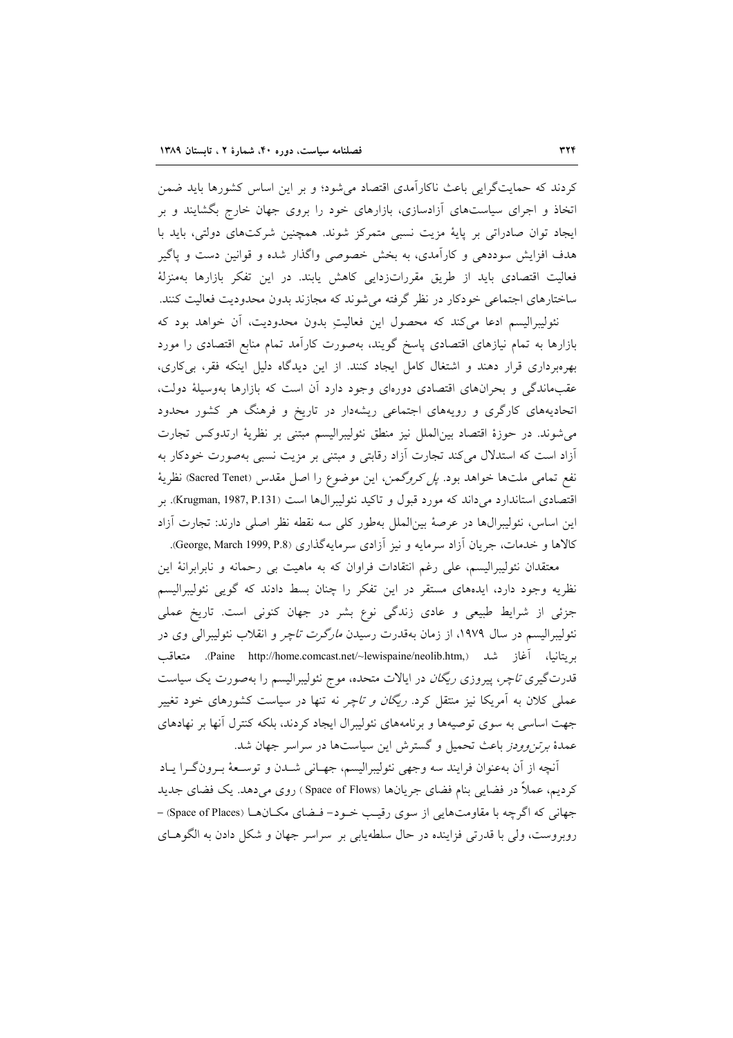کردند که حمایت‌گرایی باعث ناکارآمدی اقتصاد می‌شود؛ و بر این اساس کشورها باید ضمن اتخاذ و اجرای سیاست‌های آزادسازی، بازارهای خود را بروی جهان خارج بگشایند و بر ایجاد توان صادراتی بر پایهٔ مزیت نسبی متمرکز شوند. همچنین شرکت‌های دولتی، باید با هدف افزایش سوددهی و کارآمدی، به بخش خصوصی واگذار شده و قوانین دست و پاگیر فعالیت اقتصادی باید از طریق مقررات‌زدایی کاهش یابند. در این تفکر بازارها به‌منزلهٔ ساختارهای اجتماعی خودکار در نظر گرفته می‌شوند که مجازند بدون محدودیت فعالیت کنند.

نئولیبرالیسم ادعا می‌کند که محصول این فعالیتِ بدون محدودیت، آن خواهد بود که بازارها به تمام نیازهای اقتصادی پاسخ گویند، به‌صورت کارآمد تمام منابع اقتصادی را مورد بهره‌برداری قرار دهند و اشتغال کامل ایجاد کنند. از این دیدگاه دلیل اینکه فقر، بی‌کاری، عقب‌ماندگی و بحران‌های اقتصادی دوره‌ای وجود دارد آن است که بازارها به‌وسیلهٔ دولت، اتحادیه‌های کارگری و رویه‌های اجتماعی ریشه‌دار در تاریخ و فرهنگ هر کشور محدود می‌شوند. در حوزهٔ اقتصاد بین‌الملل نیز منطق نئولیبرالیسم مبتنی بر نظریهٔ ارتدوکس تجارت آزاد است که استدلال می‌کند تجارت آزاد رقابتی و مبتنی بر مزیت نسبی به‌صورت خودکار به نفع تمامی ملت‌ها خواهد بود. *پل کروگمن*، این موضوع را اصل مقدس (Sacred Tenet) نظریهٔ اقتصادی استاندارد می‌داند که مورد قبول و تاکید نئولیبرال‌ها است (Krugman, 1987, P.131). بر این اساس، نئولیبرال‌ها در عرصهٔ بین‌الملل به‌طور کلی سه نقطه نظر اصلی دارند: تجارت آزاد کالاها و خدمات، جریان آزاد سرمایه و نیز آزادی سرمایه‌گذاری (George, March 1999, P.8).

معتقدان نئولیبرالیسم، علی رغم انتقادات فراوان که به ماهیت بی رحمانه و نابرابرانهٔ این نظریه وجود دارد، ایده‌های مستقر در این تفکر را چنان بسط دادند که گویی نئولیبرالیسم جزئی از شرایط طبیعی و عادی زندگی نوع بشر در جهان کنونی است. تاریخ عملی نئولیبرالیسم در سال ۱۹۷۹، از زمان به‌قدرت رسیدن *مارگرت تاچر* و انقلاب نئولیبرالی وی در بریتانیا، آغاز شد (Paine http://home.comcast.net/~lewispaine/neolib.htm,). متعاقب قدرت‌گیری *تاچر*، پیروزی *ریگان* در ایالات متحده، موج نئولیبرالیسم را به‌صورت یک سیاست عملی کلان به آمریکا نیز منتقل کرد. *ریگان و تاچر* نه تنها در سیاست کشورهای خود تغییر جهت اساسی به سوی توصیه‌ها و برنامه‌های نئولیبرال ایجاد کردند، بلکه کنترل آنها بر نهادهای عمدهٔ *برتن‌وودز* باعث تحمیل و گسترش این سیاست‌ها در سراسر جهان شد.

آنچه از آن به‌عنوان فرایند سه وجهی نئولیبرالیسم، جهانی شدن و توسعهٔ برون‌گرا یاد کردیم، عملاً در فضایی بنام فضای جریان‌ها (Space of Flows) روی می‌دهد. یک فضای جدید جهانی که اگرچه با مقاومت‌هایی از سوی رقیب خود- فضای مکان‌ها (Space of Places) – روبروست، ولی با قدرتی فزاینده در حال سلطه‌یابی بر سراسر جهان و شکل دادن به الگوهای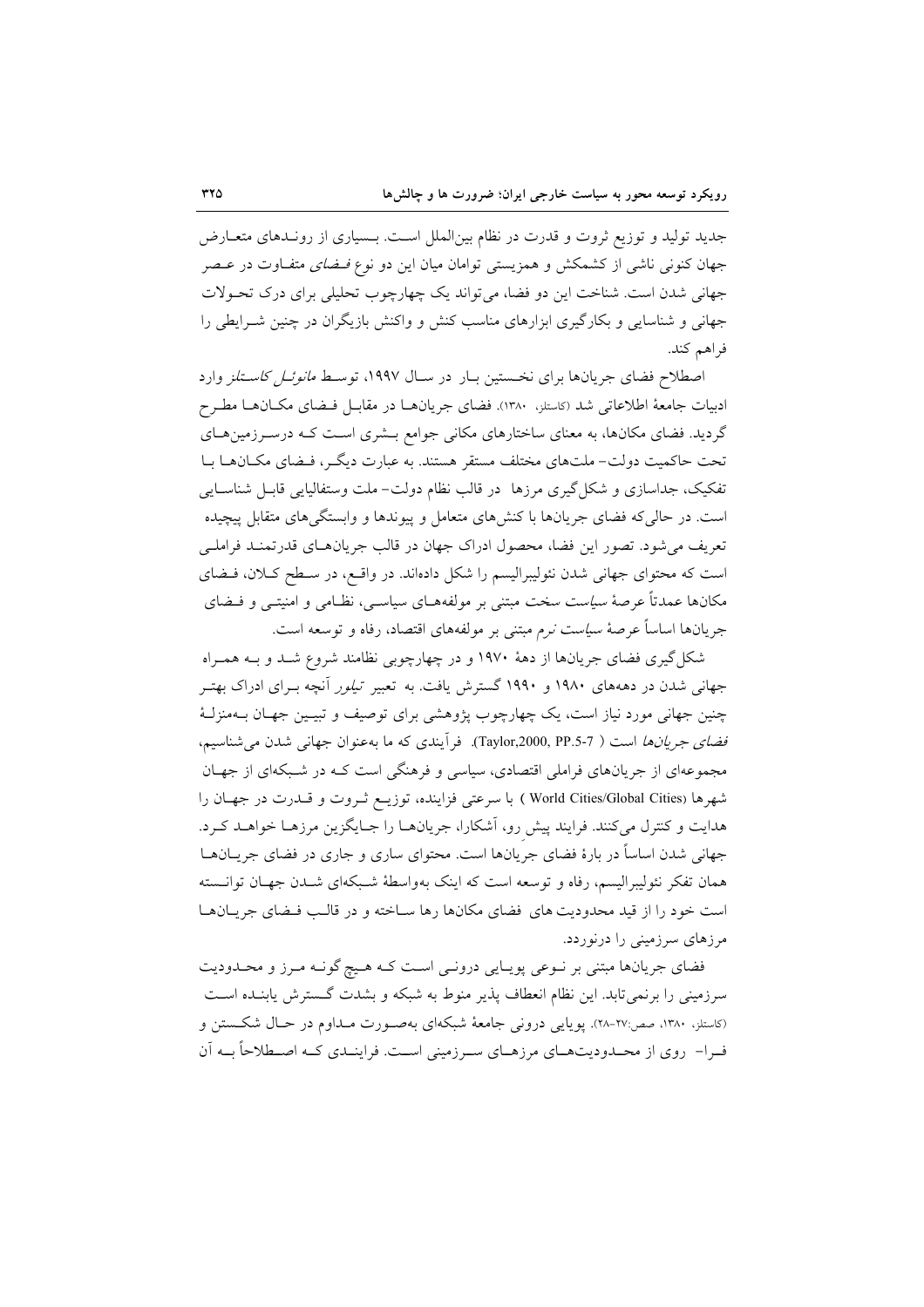جدید تولید و توزیع ثروت و قدرت در نظام بین‌الملل است. بسیاری از روندهای متعارض جهان کنونی ناشی از کشمکش و همزیستی توامان میان این دو نوع *فضای* متفاوت در عصر جهانی شدن است. شناخت این دو فضا، می‌تواند یک چهارچوب تحلیلی برای درک تحولات جهانی و شناسایی و بکارگیری ابزارهای مناسب کنش و واکنش بازیگران در چنین شرایطی را فراهم کند.

اصطلاح فضای جریان‌ها برای نخستین بار در سال ۱۹۹۷، توسط *مانوئل کاستلز* وارد ادبیات جامعهٔ اطلاعاتی شد (کاستلز، ۱۳۸۰). فضای جریان‌ها در مقابل فضای مکان‌ها مطرح گردید. فضای مکان‌ها، به معنای ساختارهای مکانی جوامع بشری است که درسرزمین‌های تحت حاکمیت دولت- ملت‌های مختلف مستقر هستند. به عبارت دیگر، فضای مکان‌ها با تفکیک، جداسازی و شکل‌گیری مرزها در قالب نظام دولت- ملت وستفالیایی قابل شناسایی است. در حالی‌که فضای جریان‌ها با کنش‌های متعامل و پیوندها و وابستگی‌های متقابل پیچیده تعریف می‌شود. تصور این فضا، محصول ادراک جهان در قالب جریان‌های قدرتمند فراملی است که محتوای جهانی شدن نئولیبرالیسم را شکل داده‌اند. در واقع، در سطح کلان، فضای مکان‌ها عمدتاً عرصهٔ *سیاست سخت* مبتنی بر مولفه‌های سیاسی، نظامی و امنیتی و فضای جریان‌ها اساساً عرصهٔ *سیاست نرم* مبتنی بر مولفه‌های اقتصاد، رفاه و توسعه است.

شکل‌گیری فضای جریان‌ها از دههٔ ۱۹۷۰ و در چهارچوبی نظامند شروع شد و به همراه جهانی شدن در دهه‌های ۱۹۸۰ و ۱۹۹۰ گسترش یافت. به تعبیر *تیلور* آنچه برای ادراک بهتر چنین جهانی مورد نیاز است، یک چهارچوب پژوهشی برای توصیف و تبیین جهان به‌منزلهٔ *فضای جریان‌ها* است (Taylor,2000, PP.5-7). فرآیندی که ما به‌عنوان جهانی شدن می‌شناسیم، مجموعه‌ای از جریان‌های فراملی اقتصادی، سیاسی و فرهنگی است که در شبکه‌ای از جهان شهرها (World Cities/Global Cities) با سرعتی فزاینده، توزیع ثروت و قدرت در جهان را هدایت و کنترل می‌کنند. فرایند پیش رو، آشکارا، جریان‌ها را جایگزین مرزها خواهد کرد. جهانی شدن اساساً در بارهٔ فضای جریان‌ها است. محتوای ساری و جاری در فضای جریان‌ها همان تفکر نئولیبرالیسم، رفاه و توسعه است که اینک به‌واسطهٔ شبکه‌ای شدن جهان توانسته است خود را از قید محدودیت های فضای مکان‌ها رها ساخته و در قالب فضای جریان‌ها مرزهای سرزمینی را درنوردد.

فضای جریان‌ها مبتنی بر نوعی پویایی درونی است که هیچ گونه مرز و محدودیت سرزمینی را برنمی‌تابد. این نظام انعطاف پذیر منوط به شبکه و بشدت گسترش یابنده است (کاستلز، ۱۳۸۰، صص:۲۷-۲۸). پویایی درونی جامعهٔ شبکه‌ای به‌صورت مداوم در حال شکستن و فرا- روی از محدودیت‌های مرزهای سرزمینی است. فرایندی که اصطلاحاً به آن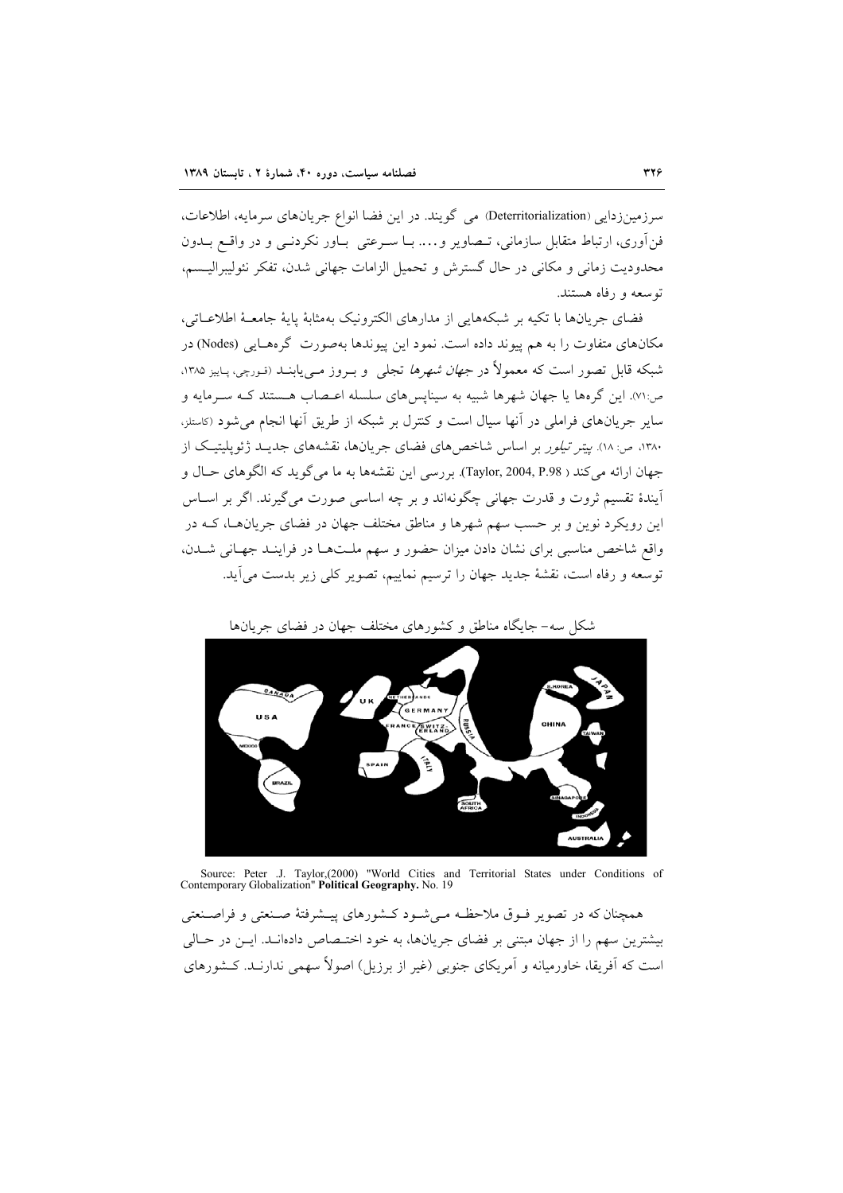سرزمین‌زدایی (Deterritorialization) می گویند. در این فضا انواع جریان‌های سرمایه، اطلاعات، فن‌آوری، ارتباط متقابل سازمانی، تصاویر و.... با سرعتی باور نکردنی و در واقع بدون محدودیت زمانی و مکانی در حال گسترش و تحمیل الزامات جهانی شدن، تفکر نئولیبرالیسم، توسعه و رفاه هستند.

فضای جریان‌ها با تکیه بر شبکه‌هایی از مدارهای الکترونیک به‌مثابهٔ پایهٔ جامعهٔ اطلاعاتی، مکان‌های متفاوت را به هم پیوند داده است. نمود این پیوندها به‌صورت گره‌هایی (Nodes) در شبکه قابل تصور است که معمولاً در *جهان شهرها* تجلی و بروز می‌یابند (قورچی، پاییز ۱۳۸۵، ص:۷۱). این گره‌ها یا جهان شهرها شبیه به سیناپس‌های سلسله اعصاب هستند که سرمایه و سایر جریان‌های فراملی در آنها سیال است و کنترل بر شبکه از طریق آنها انجام می‌شود (کاستلز، ۱۳۸۰، ص: ۱۸). *پیتر تیلور* بر اساس شاخص‌های فضای جریان‌ها، نقشه‌های جدید ژئوپلیتیک از جهان ارائه می‌کند (Taylor, 2004, P.98). بررسی این نقشه‌ها به ما می‌گوید که الگوهای حال و آیندهٔ تقسیم ثروت و قدرت جهانی چگونه‌اند و بر چه اساسی صورت می‌گیرند. اگر بر اساس این رویکرد نوین و بر حسب سهم شهرها و مناطق مختلف جهان در فضای جریان‌ها، که در واقع شاخص مناسبی برای نشان دادن میزان حضور و سهم ملت‌ها در فرایند جهانی شدن، توسعه و رفاه است، نقشهٔ جدید جهان را ترسیم نماییم، تصویر کلی زیر بدست می‌آید.

شکل سه- جایگاه مناطق و کشورهای مختلف جهان در فضای جریان‌ها

Source: Peter .J. Taylor,(2000) "World Cities and Territorial States under Conditions of Contemporary Globalization" **Political Geography.** No. 19

همچنان که در تصویر فوق ملاحظه می‌شود کشورهای پیشرفتهٔ صنعتی و فراصنعتی بیشترین سهم را از جهان مبتنی بر فضای جریان‌ها، به خود اختصاص داده‌اند. این در حالی است که آفریقا، خاورمیانه و آمریکای جنوبی (غیر از برزیل) اصولاً سهمی ندارند. کشورهای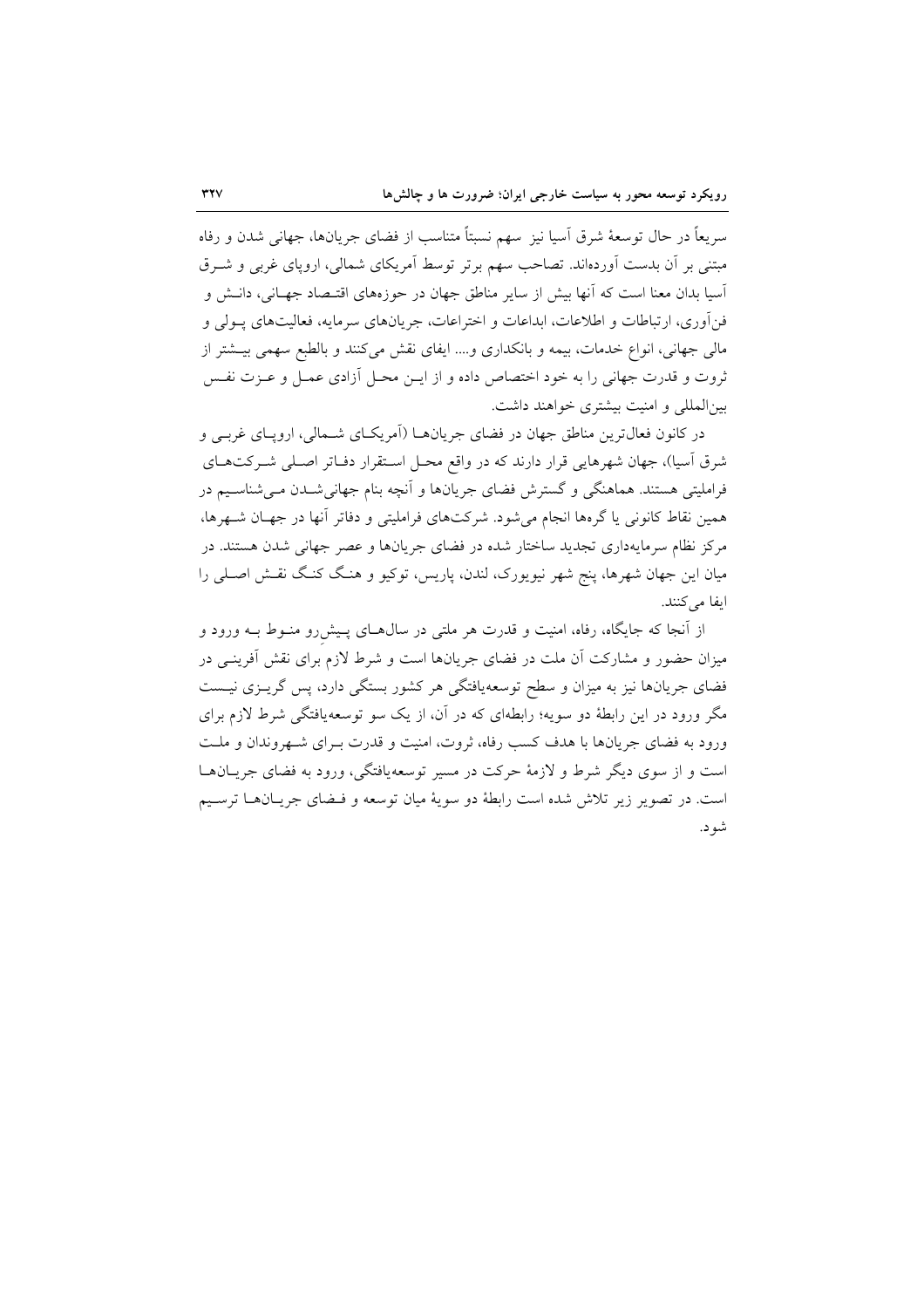سریعاً در حال توسعهٔ شرق آسیا نیز سهم نسبتاً متناسب از فضای جریان‌ها، جهانی شدن و رفاه مبتنی بر آن بدست آورده‌اند. تصاحب سهم برتر توسط آمریکای شمالی، اروپای غربی و شرق آسیا بدان معنا است که آنها بیش از سایر مناطق جهان در حوزه‌های اقتصاد جهانی، دانش و فن‌آوری، ارتباطات و اطلاعات، ابداعات و اختراعات، جریان‌های سرمایه، فعالیت‌های پولی و مالی جهانی، انواع خدمات، بیمه و بانکداری و.... ایفای نقش می‌کنند و بالطبع سهمی بیشتر از ثروت و قدرت جهانی را به خود اختصاص داده و از این محل آزادی عمل و عزت نفس بین‌المللی و امنیت بیشتری خواهند داشت.

در کانون فعال‌ترین مناطق جهان در فضای جریان‌ها (آمریکای شمالی، اروپای غربی و شرق آسیا)، جهان شهرهایی قرار دارند که در واقع محل استقرار دفاتر اصلی شرکت‌های فراملیتی هستند. هماهنگی و گسترش فضای جریان‌ها و آنچه بنام جهانی‌شدن می‌شناسیم در همین نقاط کانونی یا گره‌ها انجام می‌شود. شرکت‌های فراملیتی و دفاتر آنها در جهان شهرها، مرکز نظام سرمایه‌داری تجدید ساختار شده در فضای جریان‌ها و عصر جهانی شدن هستند. در میان این جهان شهرها، پنج شهر نیویورک، لندن، پاریس، توکیو و هنگ کنگ نقش اصلی را ایفا می‌کنند.

از آنجا که جایگاه، رفاه، امنیت و قدرت هر ملتی در سال‌های پیش‌رو منوط به ورود و میزان حضور و مشارکت آن ملت در فضای جریان‌ها است و شرط لازم برای نقش آفرینی در فضای جریان‌ها نیز به میزان و سطح توسعه‌یافتگی هر کشور بستگی دارد، پس گریزی نیست مگر ورود در این رابطهٔ دو سویه؛ رابطه‌ای که در آن، از یک سو توسعه‌یافتگی شرط لازم برای ورود به فضای جریان‌ها با هدف کسب رفاه، ثروت، امنیت و قدرت برای شهروندان و ملت است و از سوی دیگر شرط و لازمهٔ حرکت در مسیر توسعه‌یافتگی، ورود به فضای جریان‌ها است. در تصویر زیر تلاش شده است رابطهٔ دو سویهٔ میان توسعه و فضای جریان‌ها ترسیم شود.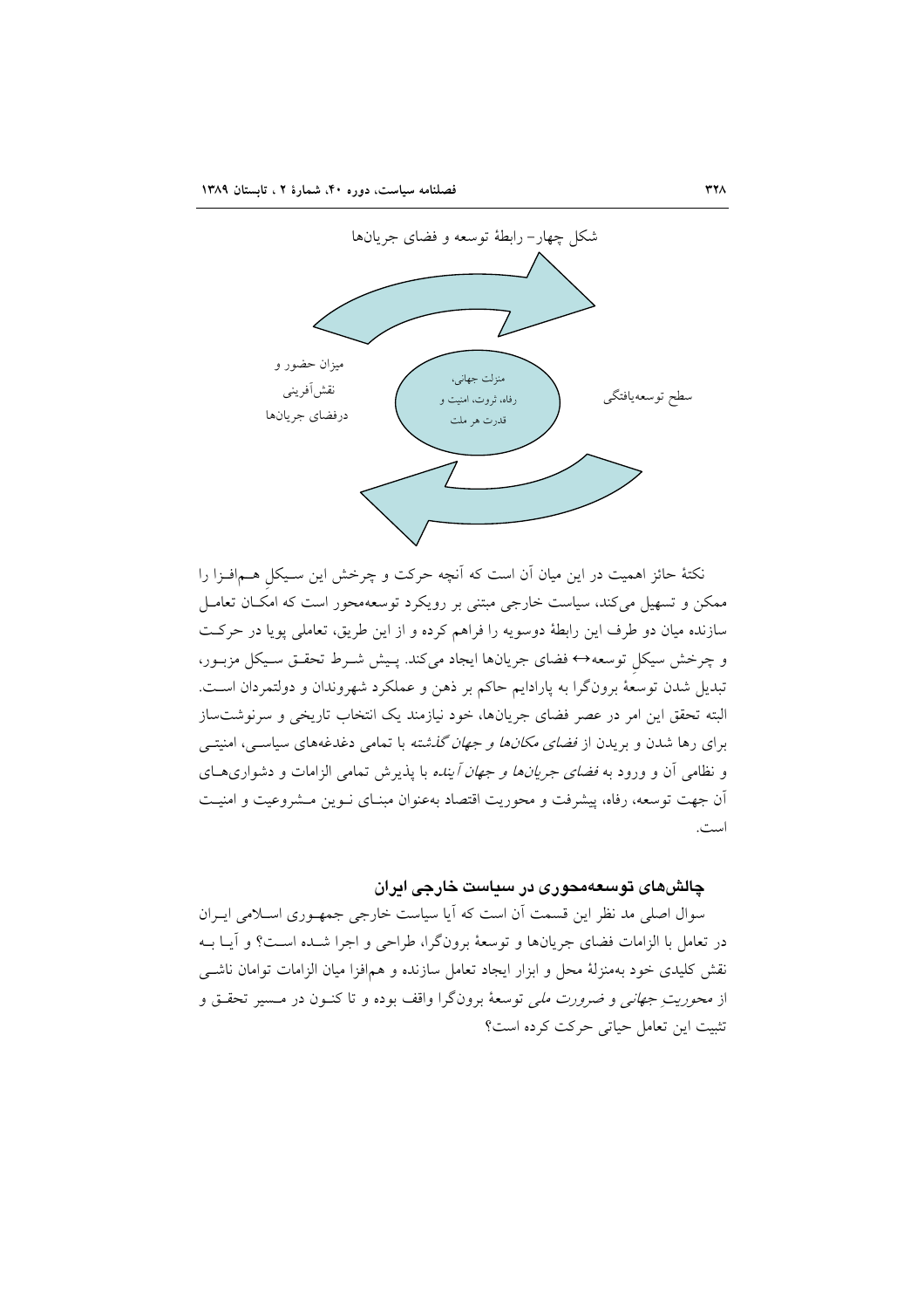شکل چهار- رابطهٔ توسعه و فضای جریان‌ها

میزان حضور و نقش‌آفرینی درفضای جریان‌ها

منزلت جهانی، رفاه، ثروت، امنیت و قدرت هر ملت

سطح توسعه‌یافتگی

نکتهٔ حائز اهمیت در این میان آن است که آنچه حرکت و چرخش این سیکلِ هم‌افزا را ممکن و تسهیل می‌کند، سیاست خارجی مبتنی بر رویکرد توسعه‌محور است که امکان تعامل سازنده میان دو طرف این رابطهٔ دوسویه را فراهم کرده و از این طریق، تعاملی پویا در حرکت و چرخش سیکلِ توسعه↔ فضای جریان‌ها ایجاد می‌کند. پیش شرط تحقق سیکل مزبور، تبدیل شدن توسعهٔ برون‌گرا به پارادایم حاکم بر ذهن و عملکرد شهروندان و دولتمردان است. البته تحقق این امر در عصر فضای جریان‌ها، خود نیازمند یک انتخاب تاریخی و سرنوشت‌ساز برای رها شدن و بریدن از *فضای مکان‌ها و جهان گذشته* با تمامی دغدغه‌های سیاسی، امنیتی و نظامی آن و ورود به *فضای جریان‌ها و جهان آینده* با پذیرش تمامی الزامات و دشواری‌های آن جهت توسعه، رفاه، پیشرفت و محوریت اقتصاد به‌عنوان مبنای نوین مشروعیت و امنیت است.

## چالش‌های توسعه‌محوری در سیاست خارجی ایران

سوال اصلی مد نظر این قسمت آن است که آیا سیاست خارجی جمهوری اسلامی ایران در تعامل با الزامات فضای جریان‌ها و توسعهٔ برون‌گرا، طراحی و اجرا شده است؟ و آیا به نقش کلیدی خود به‌منزلهٔ محل و ابزار ایجاد تعامل سازنده و هم‌افزا میان الزامات توامان ناشی از *محوریتِ جهانی* و *ضرورت ملی* توسعهٔ برون‌گرا واقف بوده و تا کنون در مسیر تحقق و تثبیت این تعامل حیاتی حرکت کرده است؟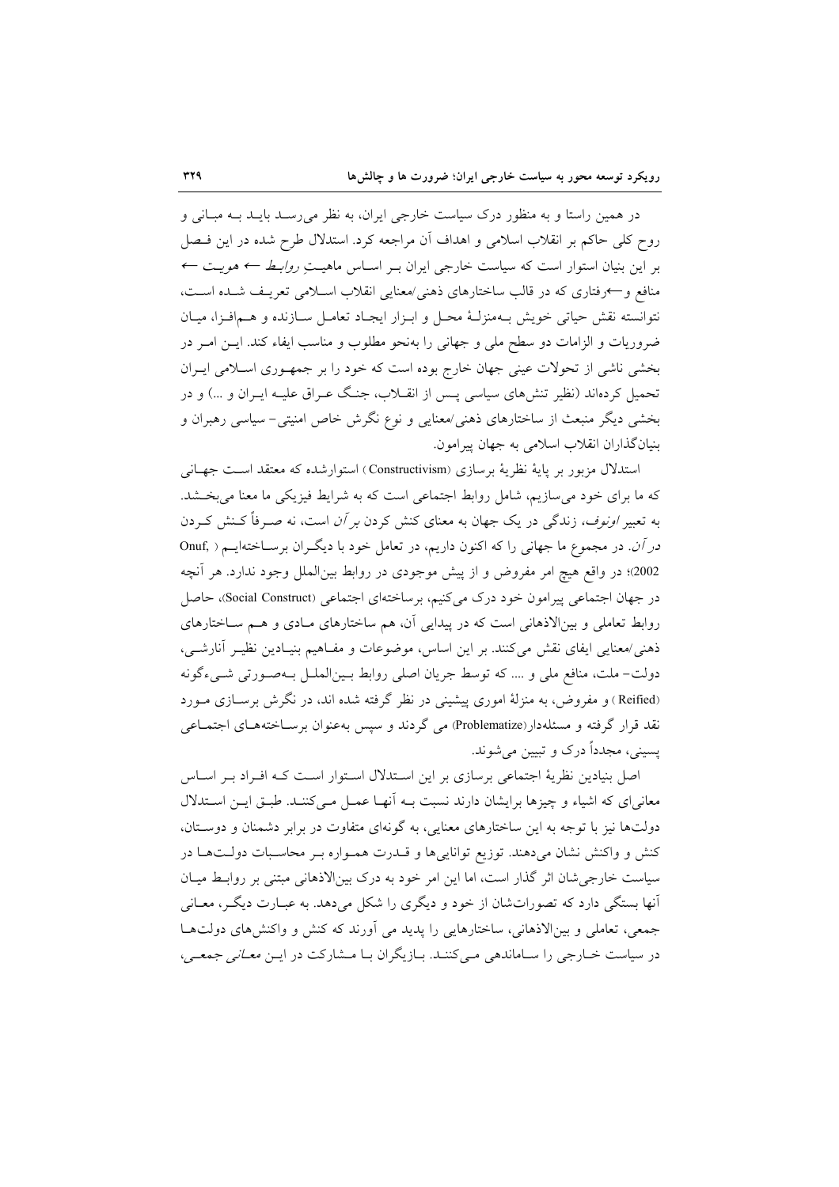در همین راستا و به منظور درک سیاست خارجی ایران، به نظر می‌رسد باید به مبانی و روح کلی حاکم بر انقلاب اسلامی و اهداف آن مراجعه کرد. استدلال طرح شده در این فصل بر این بنیان استوار است که سیاست خارجی ایران بر اساس ماهیتِ *روابط* ← هویت ← منافع و←رفتاری که در قالب ساختارهای ذهنی/معنایی انقلاب اسلامی تعریف شده است، نتوانسته نقش حیاتی خویش به‌منزلهٔ محل و ابزار ایجاد تعامل سازنده و هم‌افزا، میان ضروریات و الزامات دو سطح ملی و جهانی را به‌نحو مطلوب و مناسب ایفاء کند. این امر در بخشی ناشی از تحولات عینی جهان خارج بوده است که خود را بر جمهوری اسلامی ایران تحمیل کرده‌اند (نظیر تنش‌های سیاسی پس از انقلاب، جنگ عراق علیه ایران و ...) و در بخشی دیگر منبعث از ساختارهای ذهنی/معنایی و نوع نگرش خاص امنیتی- سیاسی رهبران و بنیان‌گذاران انقلاب اسلامی به جهان پیرامون.

استدلال مزبور بر پایهٔ نظریهٔ برسازی (Constructivism) استوارشده که معتقد است جهانی که ما برای خود می‌سازیم، شامل روابط اجتماعی است که به شرایط فیزیکی ما معنا می‌بخشد. به تعبیر *اونوف*، زندگی در یک جهان به معنای کنش کردن *بر آن* است، نه صرفاً کنش کردن *در آن*. در مجموع ما جهانی را که اکنون داریم، در تعامل خود با دیگران برساخته‌ایم (Onuf, 2002)؛ در واقع هیچ امر مفروض و از پیش موجودی در روابط بین‌الملل وجود ندارد. هر آنچه در جهان اجتماعی پیرامون خود درک می‌کنیم، برساخته‌ای اجتماعی (Social Construct)، حاصل روابط تعاملی و بین‌الاذهانی است که در پیدایی آن، هم ساختارهای مادی و هم ساختارهای ذهنی/معنایی ایفای نقش می‌کنند. بر این اساس، موضوعات و مفاهیم بنیادین نظیر آنارشی، دولت- ملت، منافع ملی و .... که توسط جریان اصلی روابط بین‌الملل به‌صورتی شیء‌گونه (Reified) و مفروض، به منزلهٔ اموری پیشینی در نظر گرفته شده اند، در نگرش برسازی مورد نقد قرار گرفته و مسئله‌دار(Problematize) می گردند و سپس به‌عنوان برساخته‌های اجتماعی پسینی، مجدداً درک و تبیین می‌شوند.

اصل بنیادین نظریهٔ اجتماعی برسازی بر این استدلال استوار است که افراد بر اساس معانی‌ای که اشیاء و چیزها برایشان دارند نسبت به آنها عمل می‌کنند. طبق این استدلال دولت‌ها نیز با توجه به این ساختارهای معنایی، به گونه‌ای متفاوت در برابر دشمنان و دوستان، کنش و واکنش نشان می‌دهند. توزیع توانایی‌ها و قدرت همواره بر محاسبات دولت‌ها در سیاست خارجی‌شان اثر گذار است، اما این امر خود به درک بین‌الاذهانی مبتنی بر روابط میان آنها بستگی دارد که تصوراتشان از خود و دیگری را شکل می‌دهد. به عبارت دیگر، معانی جمعی، تعاملی و بین‌الاذهانی، ساختارهایی را پدید می آورند که کنش و واکنش‌های دولت‌ها در سیاست خارجی را ساماندهی می‌کنند. بازیگران با مشارکت در این *معانی جمعی*،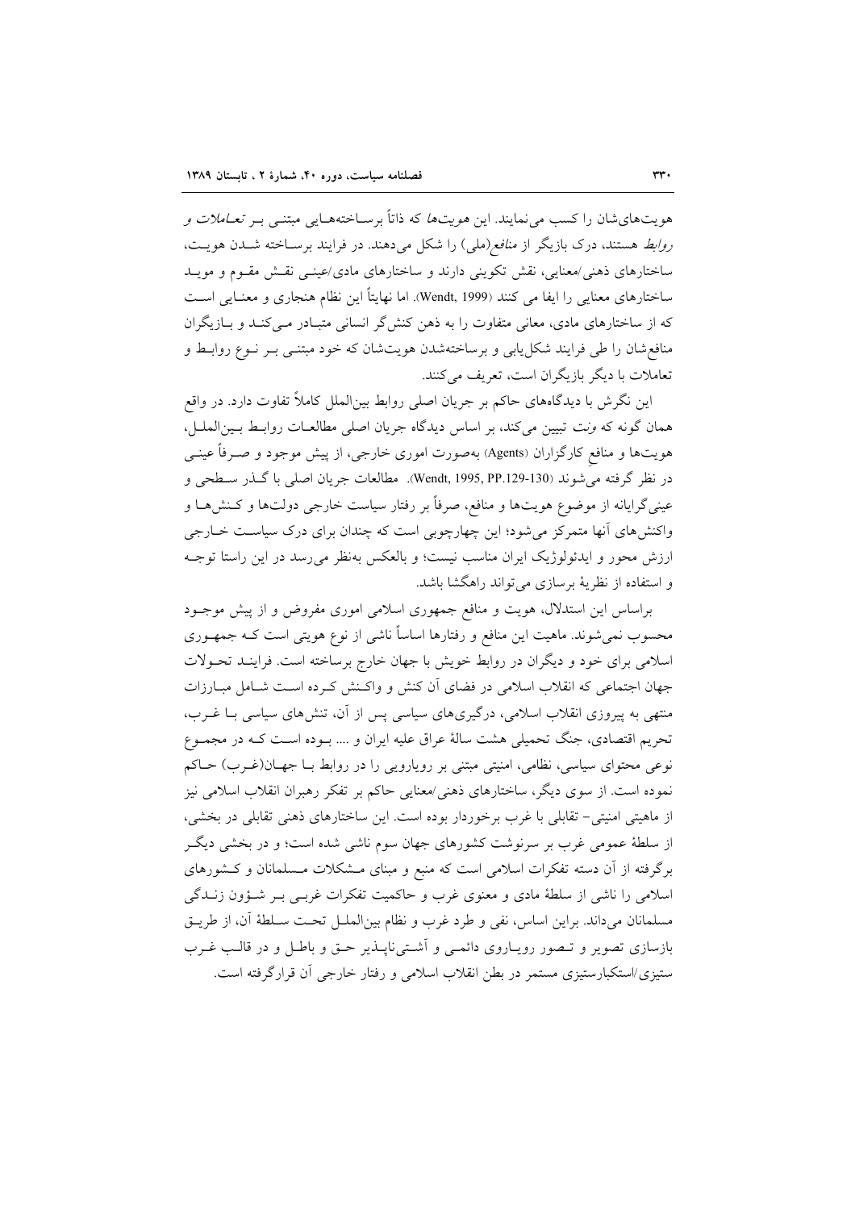هویت‌های‌شان را کسب می‌نمایند. این *هویت‌ها* که ذاتاً برساخته‌هایی مبتنی بر *تعاملات و روابط* هستند، درک بازیگر از *منافع*(ملی) را شکل می‌دهند. در فرایند برساخته شدن هویت، ساختارهای ذهنی/معنایی، نقش تکوینی دارند و ساختارهای مادی/عینی نقش مقوم و موید ساختارهای معنایی را ایفا می کنند (Wendt, 1999). اما نهایتاً این نظام هنجاری و معنایی است که از ساختارهای مادی، معانی متفاوت را به ذهن کنش‌گر انسانی متبادر می‌کند و بازیگران منافع‌شان را طی فرایند شکل‌یابی و برساخته‌شدن هویت‌شان که خود مبتنی بر نوع روابط و تعاملات با دیگر بازیگران است، تعریف می‌کنند.

این نگرش با دیدگاه‌های حاکم بر جریان اصلی روابط بین‌الملل کاملاً تفاوت دارد. در واقع همان گونه که *ونت* تبیین می‌کند، بر اساس دیدگاه جریان اصلی مطالعات روابط بین‌الملل، هویت‌ها و منافعِ کارگزاران (Agents) به‌صورت اموری خارجی، از پیش موجود و صرفاً عینی در نظر گرفته می‌شوند (Wendt, 1995, PP.129-130). مطالعات جریان اصلی با گذر سطحی و عینی‌گرایانه از موضوع هویت‌ها و منافع، صرفاً بر رفتار سیاست خارجی دولت‌ها و کنش‌ها و واکنش‌های آنها متمرکز می‌شود؛ این چهارچوبی است که چندان برای درک سیاست خارجی ارزش محور و ایدئولوژیک ایران مناسب نیست؛ و بالعکس به‌نظر می‌رسد در این راستا توجه و استفاده از نظریهٔ برسازی می‌تواند راهگشا باشد.

براساس این استدلال، هویت و منافع جمهوری اسلامی اموری مفروض و از پیش موجود محسوب نمی‌شوند. ماهیت این منافع و رفتارها اساساً ناشی از نوع هویتی است که جمهوری اسلامی برای خود و دیگران در روابط خویش با جهان خارج برساخته است. فرایند تحولات جهان اجتماعی که انقلاب اسلامی در فضای آن کنش و واکنش کرده است شامل مبارزات منتهی به پیروزی انقلاب اسلامی، درگیری‌های سیاسی پس از آن، تنش‌های سیاسی با غرب، تحریم اقتصادی، جنگ تحمیلی هشت سالهٔ عراق علیه ایران و .... بوده است که در مجموع نوعی محتوای سیاسی، نظامی، امنیتی مبتنی بر رویارویی را در روابط با جهان(غرب) حاکم نموده است. از سوی دیگر، ساختارهای ذهنی/معنایی حاکم بر تفکر رهبران انقلاب اسلامی نیز از ماهیتی امنیتی- تقابلی با غرب برخوردار بوده است. این ساختارهای ذهنی تقابلی در بخشی، از سلطهٔ عمومی غرب بر سرنوشت کشورهای جهان سوم ناشی شده است؛ و در بخشی دیگر برگرفته از آن دسته تفکرات اسلامی است که منبع و مبنای مشکلات مسلمانان و کشورهای اسلامی را ناشی از سلطهٔ مادی و معنوی غرب و حاکمیت تفکرات غربی بر شؤون زندگی مسلمانان می‌داند. براین اساس، نفی و طرد غرب و نظام بین‌الملل تحت سلطهٔ آن، از طریق بازسازی تصویر و تصور رویاروی دائمی و آشتی‌ناپذیر حق و باطل و در قالب غرب ستیزی/استکبارستیزی مستمر در بطن انقلاب اسلامی و رفتار خارجی آن قرارگرفته است.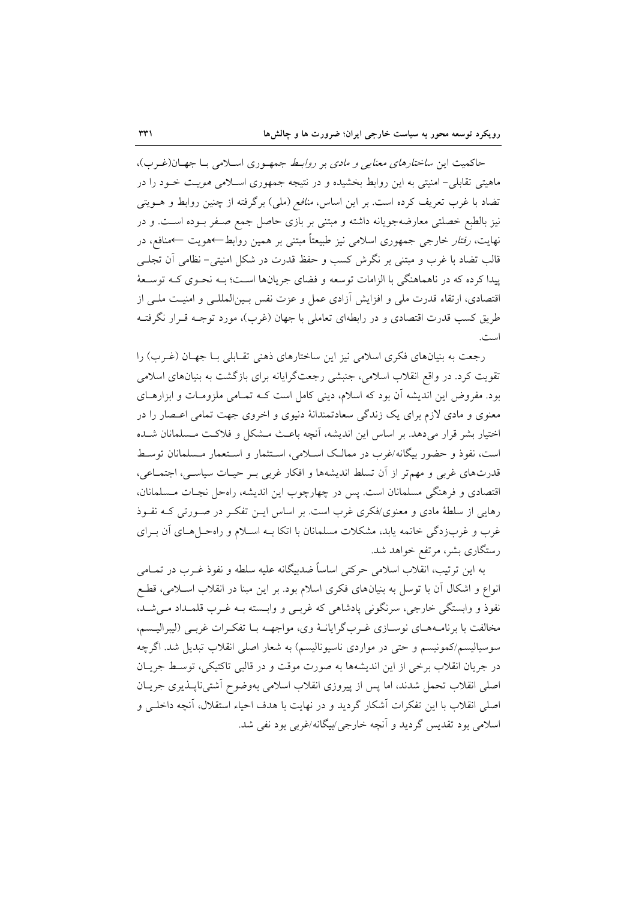حاکمیت این *ساختارهای معنایی و مادی* بر *روابط* جمهوری اسلامی با جهان(غرب)، ماهیتی تقابلی- امنیتی به این روابط بخشیده و در نتیجه جمهوری اسلامی هویت خود را در تضاد با غرب تعریف کرده است. بر این اساس، *منافع* (ملی) برگرفته از چنین روابط و هویتی نیز بالطبع خصلتی معارضه‌جویانه داشته و مبتنی بر بازی حاصل جمع صفر بوده است. و در نهایت، *رفتار* خارجی جمهوری اسلامی نیز طبیعتاً مبتنی بر همین روابط←هویت ←منافع، در قالب تضاد با غرب و مبتنی بر نگرش کسب و حفظ قدرت در شکل امنیتی- نظامی آن تجلی پیدا کرده که در ناهماهنگی با الزامات توسعه و فضای جریان‌ها است؛ به نحوی که توسعهٔ اقتصادی، ارتقاء قدرت ملی و افزایش آزادی عمل و عزت نفس بین‌المللی و امنیت ملی از طریق کسب قدرت اقتصادی و در رابطه‌ای تعاملی با جهان (غرب)، مورد توجه قرار نگرفته است.

رجعت به بنیان‌های فکری اسلامی نیز این ساختارهای ذهنی تقابلی با جهان (غرب) را تقویت کرد. در واقع انقلاب اسلامی، جنبشی رجعت‌گرایانه برای بازگشت به بنیان‌های اسلامی بود. مفروض این اندیشه آن بود که اسلام، دینی کامل است که تمامی ملزومات و ابزارهای معنوی و مادی لازم برای یک زندگی سعادتمندانهٔ دنیوی و اخروی جهت تمامی اعصار را در اختیار بشر قرار می‌دهد. بر اساس این اندیشه، آنچه باعث مشکل و فلاکت مسلمانان شده است، نفوذ و حضور بیگانه/غرب در ممالک اسلامی، استثمار و استعمار مسلمانان توسط قدرت‌های غربی و مهم‌تر از آن تسلط اندیشه‌ها و افکار غربی بر حیات سیاسی، اجتماعی، اقتصادی و فرهنگی مسلمانان است. پس در چهارچوب این اندیشه، راه‌حل نجات مسلمانان، رهایی از سلطهٔ مادی و معنوی/فکری غرب است. بر اساس این تفکر در صورتی که نفوذ غرب و غرب‌زدگی خاتمه یابد، مشکلات مسلمانان با اتکا به اسلام و راه‌حل‌های آن برای رستگاری بشر، مرتفع خواهد شد.

به این ترتیب، انقلاب اسلامی حرکتی اساساً ضدبیگانه علیه سلطه و نفوذ غرب در تمامی انواع و اشکال آن با توسل به بنیان‌های فکری اسلام بود. بر این مبنا در انقلاب اسلامی، قطع نفوذ و وابستگی خارجی، سرنگونی پادشاهی که غربی و وابسته به غرب قلمداد می‌شد، مخالفت با برنامه‌های نوسازی غرب‌گرایانهٔ وی، مواجهه با تفکرات غربی (لیبرالیسم، سوسیالیسم/کمونیسم و حتی در مواردی ناسیونالیسم) به شعار اصلی انقلاب تبدیل شد. اگرچه در جریان انقلاب برخی از این اندیشه‌ها به صورت موقت و در قالبی تاکتیکی، توسط جریان اصلی انقلاب تحمل شدند، اما پس از پیروزی انقلاب اسلامی به‌وضوح آشتی‌ناپذیری جریان اصلی انقلاب با این تفکرات آشکار گردید و در نهایت با هدف احیاء استقلال، آنچه داخلی و اسلامی بود تقدیس گردید و آنچه خارجی/بیگانه/غربی بود نفی شد.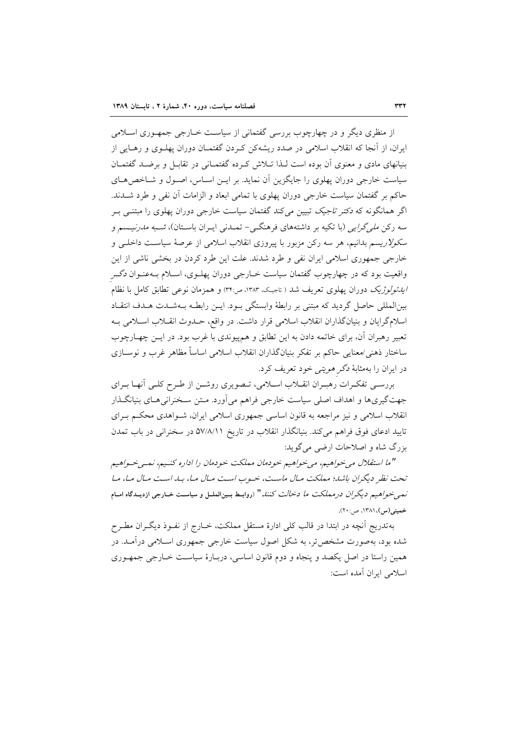از منظری دیگر و در چهارچوب بررسی گفتمانی از سیاست خارجی جمهوری اسلامی ایران، از آنجا که انقلاب اسلامی در صدد ریشه‌کن کردن گفتمان دوران پهلوی و رهایی از بنیانهای مادی و معنوی آن بوده است لذا تلاش کرده گفتمانی در تقابل و برضد گفتمان سیاست خارجی دوران پهلوی را جایگزین آن نماید. بر این اساس، اصول و شاخص‌های حاکم بر گفتمان سیاست خارجی دوران پهلوی با تمامی ابعاد و الزامات آن نفی و طرد شدند. اگر همانگونه که *دکتر تاجیک* تبیین می‌کند گفتمان سیاست خارجی دوران پهلوی را مبتنی بر سه رکن *ملی‌گرایی* (با تکیه بر داشته‌های فرهنگی- تمدنی ایران باستان)، *شبه مدرنیسم* و *سکولاریسم* بدانیم، هر سه رکن مزبور با پیروزی انقلاب اسلامی از عرصهٔ سیاست داخلی و خارجی جمهوری اسلامی ایران نفی و طرد شدند. علت این طرد کردن در بخشی ناشی از این واقعیت بود که در چهارچوب گفتمان سیاست خارجی دوران پهلوی، اسلام به‌عنوان *دگر ایدئولوژیک* دوران پهلوی تعریف شد ( تاجیک، ۱۳۸۳، ص:۳۴) و همزمان نوعی تطابق کامل با نظام بین‌المللی حاصل گردید که مبتنی بر رابطهٔ وابستگی بود. این رابطه به‌شدت هدف انتقاد اسلام‌گرایان و بنیان‌گذاران انقلاب اسلامی قرار داشت. در واقع، حدوث انقلاب اسلامی به تعبیر رهبران آن، برای خاتمه دادن به این تطابق و هم‌پیوندی با غرب بود. در این چهارچوب ساختار ذهنی/معنایی حاکم بر تفکر بنیان‌گذاران انقلاب اسلامی اساساً مظاهر غرب و نوسازی در ایران را به‌مثابهٔ *دگر هویتی* خود تعریف کرد.

بررسی تفکرات رهبران انقلاب اسلامی، تصویری روشن از طرح کلی آنها برای جهت‌گیری‌ها و اهداف اصلی سیاست خارجی فراهم می‌آورد. متن سخنرانی‌های بنیانگذار انقلاب اسلامی و نیز مراجعه به قانون اساسی جمهوری اسلامی ایران، شواهدی محکم برای تایید ادعای فوق فراهم می‌کند. بنیانگذار انقلاب در تاریخ ۵۷/۸/۱۱ در سخنرانی در باب تمدن بزرگ شاه و اصلاحات ارضی می‌گوید:

"*ما استقلال می‌خواهیم، می‌خواهیم خودمان مملکت خودمان را اداره کنیم، نمی‌خواهیم تحت نظر دیگران باشد؛ مملکت مال ماست، خوب است مال ما، بد است مال ما، ما نمی‌خواهیم دیگران درمملکت ما دخالت کنند*" (**روابط بین‌الملل و سیاست خارجی ازدیدگاه امام خمینی(س)**،۱۳۸۱، ص:۲۰).

به‌تدریج آنچه در ابتدا در قالب کلی ادارهٔ مستقل مملکت، خارج از نفوذ دیگران مطرح شده بود، به‌صورت مشخص‌تر، به شکل اصول سیاست خارجی جمهوری اسلامی درآمد. در همین راستا در اصل یکصد و پنجاه و دوم قانون اساسی، دربارهٔ سیاست خارجی جمهوری اسلامی ایران آمده است: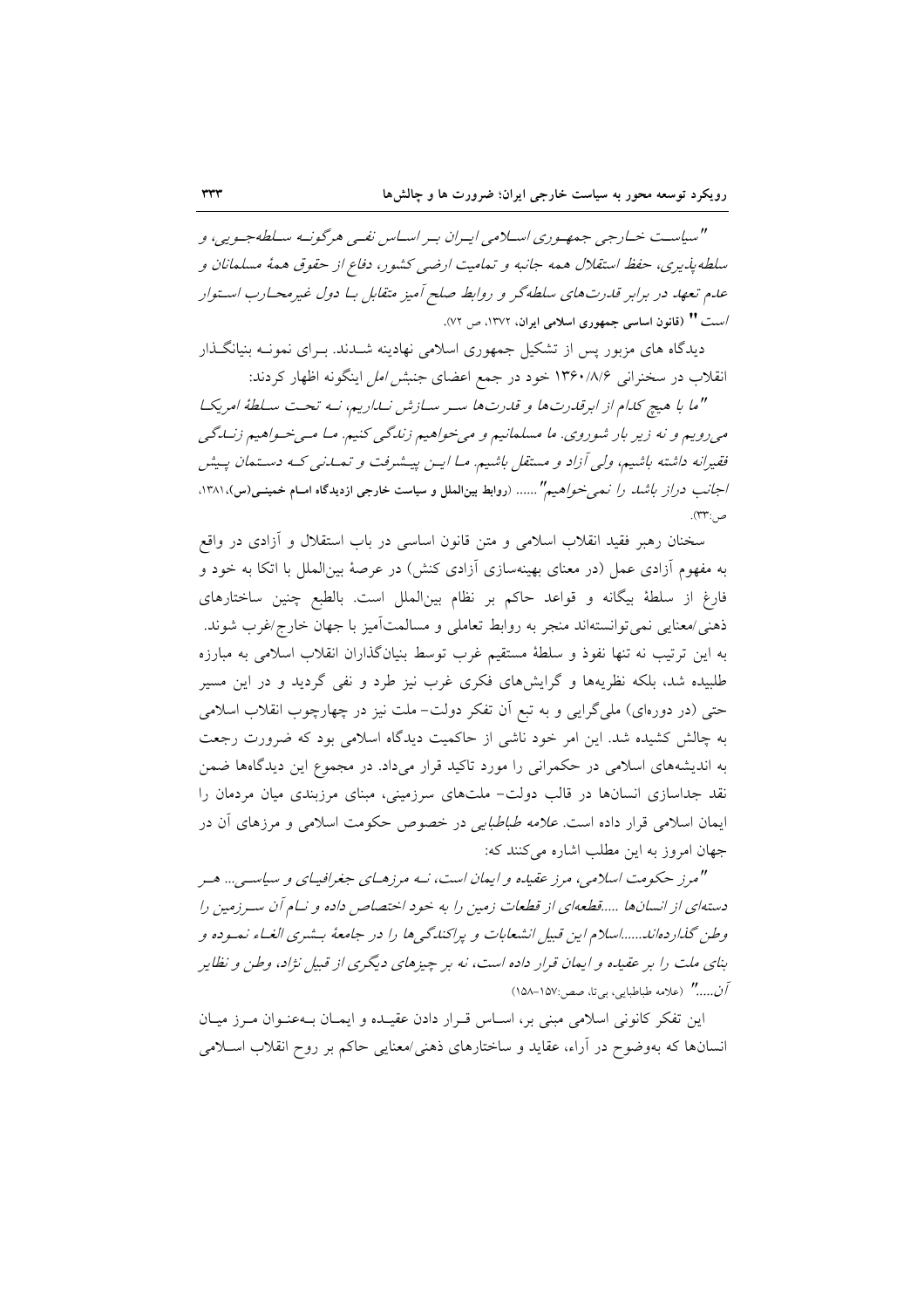*"سیاست خارجی جمهوری اسلامی ایران بر اساس نفی هرگونه سلطه‌جویی، و سلطه‌پذیری، حفظ استقلال همه جانبه و تمامیت ارضی کشور، دفاع از حقوق همهٔ مسلمانان و عدم تعهد در برابر قدرت‌های سلطه‌گر و روابط صلح آمیز متقابل با دول غیرمحارب استوار است"* **(قانون اساسی جمهوری اسلامی ایران، ۱۳۷۲، ص ۷۲).**

دیدگاه های مزبور پس از تشکیل جمهوری اسلامی نهادینه شدند. برای نمونه بنیانگذار انقلاب در سخنرانی ۱۳۶۰/۸/۶ خود در جمع اعضای جنبش *امل* اینگونه اظهار کردند:

*"ما با هیچ کدام از ابرقدرت‌ها و قدرت‌ها سر سازش نداریم، نه تحت سلطهٔ امریکا می‌رویم و نه زیر بار شوروی. ما مسلمانیم و می‌خواهیم زندگی کنیم. ما می‌خواهیم زندگی فقیرانه داشته باشیم، ولی آزاد و مستقل باشیم. ما این پیشرفت و تمدنی که دستمان پیش اجانب دراز باشد را نمی‌خواهیم"* ...... **(روابط بین‌الملل و سیاست خارجی ازدیدگاه امام خمینی(س)، ۱۳۸۱، ص:۳۳).**

سخنان رهبر فقید انقلاب اسلامی و متن قانون اساسی در باب استقلال و آزادی در واقع به مفهوم آزادی عمل (در معنای بهینه‌سازی آزادی کنش) در عرصهٔ بین‌الملل با اتکا به خود و فارغ از سلطهٔ بیگانه و قواعد حاکم بر نظام بین‌الملل است. بالطبع چنین ساختارهای ذهنی/معنایی نمی‌توانسته‌اند منجر به روابط تعاملی و مسالمت‌آمیز با جهان خارج/غرب شوند. به این ترتیب نه تنها نفوذ و سلطهٔ مستقیم غرب توسط بنیان‌گذاران انقلاب اسلامی به مبارزه طلبیده شد، بلکه نظریه‌ها و گرایش‌های فکری غرب نیز طرد و نفی گردید و در این مسیر حتی (در دوره‌ای) ملی‌گرایی و به تبع آن تفکر دولت- ملت نیز در چهارچوب انقلاب اسلامی به چالش کشیده شد. این امر خود ناشی از حاکمیت دیدگاه اسلامی بود که ضرورت رجعت به اندیشه‌های اسلامی در حکمرانی را مورد تاکید قرار می‌داد. در مجموع این دیدگاه‌ها ضمن نقد جداسازی انسان‌ها در قالب دولت- ملت‌های سرزمینی، مبنای مرزبندی میان مردمان را ایمان اسلامی قرار داده است. *علامه طباطبایی* در خصوص حکومت اسلامی و مرزهای آن در جهان امروز به این مطلب اشاره می‌کنند که:

*"مرز حکومت اسلامی، مرز عقیده و ایمان است، نه مرزهای جغرافیای و سیاسی... هر دسته‌ای از انسان‌ها .....قطعه‌ای از قطعات زمین را به خود اختصاص داده و نام آن سرزمین را وطن گذارده‌اند......اسلام این قبیل انشعابات و پراکندگی‌ها را در جامعهٔ بشری الغاء نموده و بنای ملت را بر عقیده و ایمان قرار داده است، نه بر چیزهای دیگری از قبیل نژاد، وطن و نظایر آن...."* (علامه طباطبایی، بی‌تا، صص:۱۵۷-۱۵۸)

این تفکر کانونی اسلامی مبنی بر، اساس قرار دادن عقیده و ایمان به‌عنوان مرز میان انسان‌ها که به‌وضوح در آراء، عقاید و ساختارهای ذهنی/معنایی حاکم بر روح انقلاب اسلامی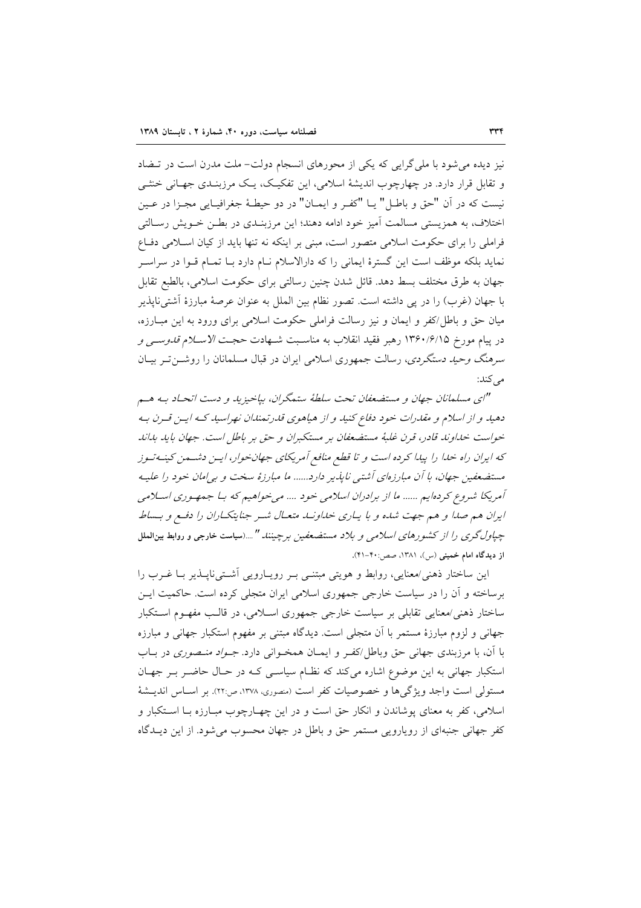نیز دیده می‌شود با ملی‌گرایی که یکی از محورهای انسجام دولت- ملت مدرن است در تـضاد و تقابل قرار دارد. در چهارچوب اندیشهٔ اسلامی، این تفکیـک، یـک مرزبنـدی جهـانی خنثـی نیست که در آن "حق و باطـل" یـا "کفـر و ایمـان" در دو حیطـهٔ جغرافیـایی مجـزا در عـین اختلاف، به همزیستی مسالمت آمیز خود ادامه دهند؛ این مرزبنـدی در بطـن خـویش رسـالتی فراملی را برای حکومت اسلامی متصور است، مبنی بر اینکه نه تنها باید از کیان اسـلامی دفـاع نماید بلکه موظف است این گسترهٔ ایمانی را که دارالاسلام نـام دارد بـا تمـام قـوا در سراسـر جهان به طرق مختلف بسط دهد. قائل شدن چنین رسالتی برای حکومت اسلامی، بالطبع تقابل با جهان (غرب) را در پی داشته است. تصور نظام بین الملل به عنوان عرصهٔ مبارزهٔ آشتی‌ناپذیر میان حق و باطل/کفر و ایمان و نیز رسالت فراملی حکومت اسلامی برای ورود به این مبـارزه، در پیام مورخ ۱۳۶۰/۶/۱۵ رهبر فقید انقلاب به مناسـبت شـهادت حجـت *الاسـلام قدوسـی و سرهنگ وحید دستگردی*، رسالت جمهوری اسلامی ایران در قبال مسلمانان را روشـن‌تـر بیـان می‌کند:

*"ای مسلمانان جهان و مستضعفان تحت سلطهٔ ستمگران، بپاخیزید و دست اتحـاد بـه هـم دهید و از اسلام و مقدرات خود دفاع کنید و از هیاهوی قدرتمندان نهراسید کـه ایـن قـرن بـه خواست خداوند قادر، قرن غلبهٔ مستضعفان بر مستکبران و حق بر باطل است. جهان باید بداند که ایران راه خدا را پیدا کرده است و تا قطع منافع آمریکای جهانخوار، ایـن دشـمن کینـه‌تـوز مستضعفین جهان، با آن مبارزه‌ای آشتی ناپذیر دارد...... ما مبارزهٔ سخت و بی‌امان خود را علیـه آمریکا شروع کرده‌ایم ...... ما از برادران اسلامی خود .... می‌خواهیم که بـا جمهـوری اسـلامی ایران هم صدا و هم جهت شده و با یـاری خداونـد متعـال شـر جنایتکـاران را دفـع و بـساط چپاول‌گری را از کشورهای اسلامی و بلاد مستضعفین برچینند "* ....(**سیاست خارجی و روابط بین‌الملل از دیدگاه امام خمینی** (س)، ۱۳۸۱، صص:۴۰-۴۱).

این ساختار ذهنی/معنایی، روابط و هویتی مبتنـی بـر رویـارویی آشـتی‌ناپـذیر بـا غـرب را برساخته و آن را در سیاست خارجی جمهوری اسلامی ایران متجلی کرده است. حاکمیت ایـن ساختار ذهنی/معنایی تقابلی بر سیاست خارجی جمهوری اسـلامی، در قالـب مفهـوم اسـتکبار جهانی و لزوم مبارزهٔ مستمر با آن متجلی است. دیدگاه مبتنی بر مفهوم استکبار جهانی و مبارزه با آن، با مرزبندی جهانی حق وباطل/کفـر و ایمـان همخـوانی دارد. *جـواد منـصوری* در بـاب استکبار جهانی به این موضوع اشاره می‌کند که نظـام سیاسـی کـه در حـال حاضـر بـر جهـان مستولی است واجد ویژگی‌ها و خصوصیات کفر است (منصوری، ۱۳۷۸، ص:۲۲). بر اسـاس اندیـشهٔ اسلامی، کفر به معنای پوشاندن و انکار حق است و در این چهـارچوب مبـارزه بـا اسـتکبار و کفر جهانی جنبه‌ای از رویارویی مستمر حق و باطل در جهان محسوب می‌شود. از این دیـدگاه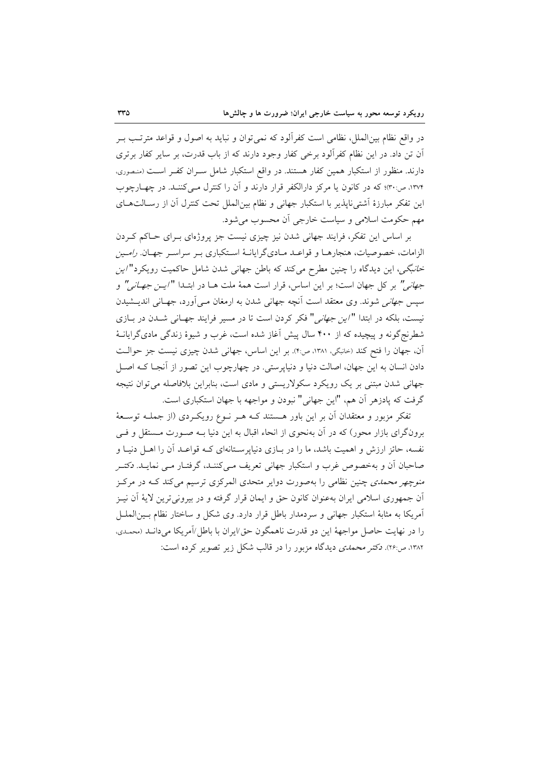در واقع نظام بین‌الملل، نظامی است کفرآلود که نمی‌توان و نباید به اصول و قواعد مترتب بر آن تن داد. در این نظام کفرآلود برخی کفار وجود دارند که از باب قدرت، بر سایر کفار برتری دارند. منظور از استکبار همین کفار هستند. در واقع استکبار شامل سران کفر است (منصوری، ۱۳۷۴، ص:۳۰)؛ که در کانون یا مرکز دارالکفر قرار دارند و آن را کنترل می‌کنند. در چهارچوب این تفکر مبارزهٔ آشتی‌ناپذیر با استکبار جهانی و نظام بین‌الملل تحت کنترل آن از رسالت‌های مهم حکومت اسلامی و سیاست خارجی آن محسوب می‌شود.

بر اساس این تفکر، فرایند جهانی شدن نیز چیزی نیست جز پروژه‌ای برای حاکم کردن الزامات، خصوصیات، هنجارها و قواعد مادی‌گرایانهٔ استکباری بر سراسر جهان. *رامین خانبگی*، این دیدگاه را چنین مطرح می‌کند که باطن جهانی شدن شامل حاکمیت رویکرد "*این جهانی*" بر کل جهان است؛ بر این اساس، قرار است همهٔ ملت ها در ابتدا "*این جهانی*" و سپس *جهانی* شوند. وی معتقد است آنچه جهانی شدن به ارمغان می‌آورد، جهانی اندیشیدن نیست، بلکه در ابتدا "*این جهانی*" فکر کردن است تا در مسیر فرایند جهانی شدن در بازی شطرنج‌گونه و پیچیده که از ۴۰۰ سال پیش آغاز شده است، غرب و شیوهٔ زندگی مادی‌گرایانهٔ آن، جهان را فتح کند (خانبگی، ۱۳۸۱، ص:۴). بر این اساس، جهانی شدن چیزی نیست جز حوالت دادن انسان به این جهان، اصالت دنیا و دنیاپرستی. در چهارچوب این تصور از آنجا که اصل جهانی شدن مبتنی بر یک رویکرد سکولاریستی و مادی است، بنابراین بلافاصله می‌توان نتیجه گرفت که پادزهر آن هم، "این جهانی" نبودن و مواجهه با جهان استکباری است.

تفکر مزبور و معتقدان آن بر این باور هستند که هر نوع رویکردی (از جمله توسعهٔ برون‌گرای بازار محور) که در آن به‌نحوی از انحاء اقبال به این دنیا به صورت مستقل و فی نفسه، حائز ارزش و اهمیت باشد، ما را در بازی دنیاپرستانه‌ای که قواعد آن را اهل دنیا و صاحبان آن و به‌خصوص غرب و استکبار جهانی تعریف می‌کنند، گرفتار می نماید. دکتر *منوچهر محمدی* چنین نظامی را به‌صورت دوایر متحدی المرکزی ترسیم می‌کند که در مرکز آن جمهوری اسلامی ایران به‌عنوان کانون حق و ایمان قرار گرفته و در بیرونی‌ترین لایهٔ آن نیز آمریکا به مثابهٔ استکبار جهانی و سردمدار باطل قرار دارد. وی شکل و ساختار نظام بین‌الملل را در نهایت حاصل مواجههٔ این دو قدرت ناهمگون حق/ایران با باطل/آمریکا می‌داند (محمدی، ۱۳۸۲، ص:۲۶). *دکتر محمدی* دیدگاه مزبور را در قالب شکل زیر تصویر کرده است: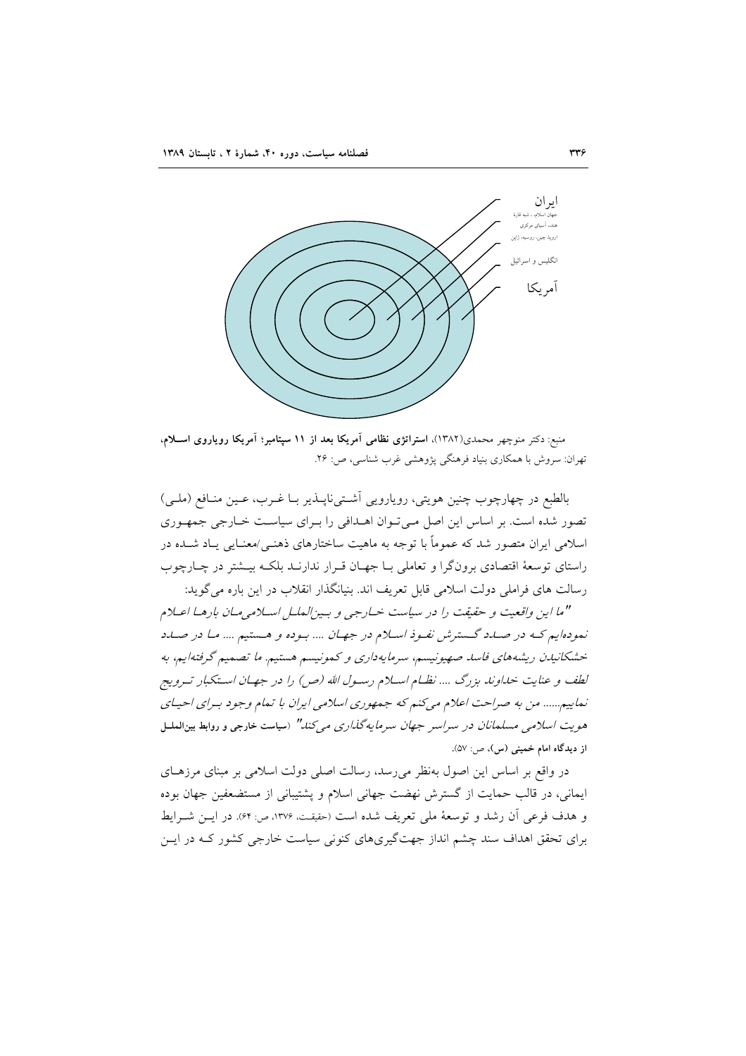ایران
جهان اسلام، شبه قارهٔ هند، آسیای مرکزی
اروپا، چین، روسیه، ژاپن
انگلیس و اسرائیل
آمریکا

منبع: دکتر منوچهر محمدی(۱۳۸۲)، **استراتژی نظامی آمریکا بعد از ۱۱ سپتامبر؛ آمریکا رویاروی اسلام**، تهران: سروش با همکاری بنیاد فرهنگی پژوهشی غرب شناسی، ص: ۲۶.

بالطبع در چهارچوب چنین هویتی، رویارویی آشتی‌ناپذیر با غرب، عین منافع (ملی) تصور شده است. بر اساس این اصل می‌توان اهدافی را برای سیاست خارجی جمهوری اسلامی ایران متصور شد که عموماً با توجه به ماهیت ساختارهای ذهنی/معنایی یاد شده در راستای توسعهٔ اقتصادی برون‌گرا و تعاملی با جهان قرار ندارند بلکه بیشتر در چارچوب رسالت های فراملی دولت اسلامی قابل تعریف اند. بنیانگذار انقلاب در این باره می‌گوید:

*"ما این واقعیت و حقیقت را در سیاست خارجی و بین‌الملل اسلامی‌مان بارها اعلام نموده‌ایم که در صدد گسترش نفوذ اسلام در جهان .... بوده و هستیم .... ما در صدد خشکانیدن ریشه‌های فاسد صهیونیسم، سرمایه‌داری و کمونیسم هستیم. ما تصمیم گرفته‌ایم، به لطف و عنایت خداوند بزرگ .... نظام اسلام رسول الله (ص) را در جهان استکبار ترویج نماییم..... من به صراحت اعلام می‌کنم که جمهوری اسلامی ایران با تمام وجود برای احیای هویت اسلامی مسلمانان در سراسر جهان سرمایه‌گذاری می‌کند"* (**سیاست خارجی و روابط بین‌الملل از دیدگاه امام خمینی (س)**، ص: ۵۷).

در واقع بر اساس این اصول به‌نظر می‌رسد، رسالت اصلی دولت اسلامی بر مبنای مرزهای ایمانی، در قالب حمایت از گسترش نهضت جهانی اسلام و پشتیبانی از مستضعفین جهان بوده و هدف فرعی آن رشد و توسعهٔ ملی تعریف شده است (حقیقت، ۱۳۷۶، ص: ۶۴). در این شرایط برای تحقق اهداف سند چشم انداز جهت‌گیری‌های کنونی سیاست خارجی کشور که در این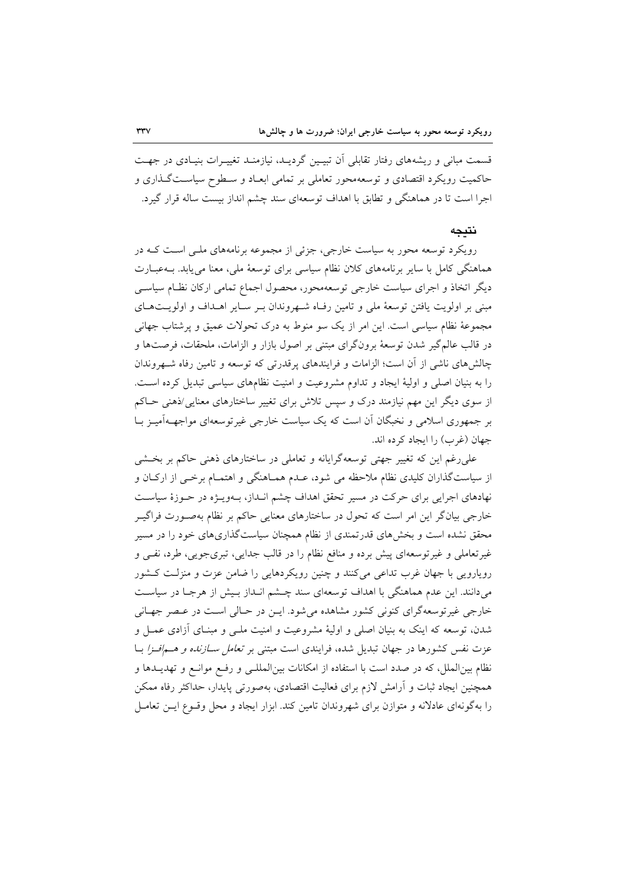قسمت مبانی و ریشه‌های رفتار تقابلی آن تبیین گردید، نیازمند تغییرات بنیادی در جهت حاکمیت رویکرد اقتصادی و توسعه‌محور تعاملی بر تمامی ابعاد و سطوح سیاست‌گذاری و اجرا است تا در هماهنگی و تطابق با اهداف توسعه‌ای سند چشم انداز بیست ساله قرار گیرد.

## نتیجه

رویکرد توسعه محور به سیاست خارجی، جزئی از مجموعه برنامه‌های ملی است که در هماهنگی کامل با سایر برنامه‌های کلان نظام سیاسی برای توسعهٔ ملی، معنا می‌یابد. به‌عبارت دیگر اتخاذ و اجرای سیاست خارجی توسعه‌محور، محصول اجماع تمامی ارکان نظام سیاسی مبنی بر اولویت یافتن توسعهٔ ملی و تامین رفاه شهروندان بر سایر اهداف و اولویت‌های مجموعهٔ نظام سیاسی است. این امر از یک سو منوط به درک تحولات عمیق و پرشتاب جهانی در قالب عالم‌گیر شدن توسعهٔ برون‌گرای مبتنی بر اصول بازار و الزامات، ملحقات، فرصت‌ها و چالش‌های ناشی از آن است؛ الزامات و فرایندهای پرقدرتی که توسعه و تامین رفاه شهروندان را به بنیان اصلی و اولیهٔ ایجاد و تداوم مشروعیت و امنیت نظام‌های سیاسی تبدیل کرده است. از سوی دیگر این مهم نیازمند درک و سپس تلاش برای تغییر ساختارهای معنایی/ذهنی حاکم بر جمهوری اسلامی و نخبگان آن است که یک سیاست خارجی غیرتوسعه‌ای مواجهه‌آمیز با جهان (غرب) را ایجاد کرده اند.

علی‌رغم این که تغییر جهتی توسعه‌گرایانه و تعاملی در ساختارهای ذهنی حاکم بر بخشی از سیاست‌گذاران کلیدی نظام ملاحظه می شود، عدم هماهنگی و اهتمام برخی از ارکان و نهادهای اجرایی برای حرکت در مسیر تحقق اهداف چشم انداز، به‌ویژه در حوزهٔ سیاست خارجی بیان‌گر این امر است که تحول در ساختارهای معنایی حاکم بر نظام به‌صورت فراگیر محقق نشده است و بخش‌های قدرتمندی از نظام همچنان سیاست‌گذاری‌های خود را در مسیر غیرتعاملی و غیرتوسعه‌ای پیش برده و منافع نظام را در قالب جدایی، تبری‌جویی، طرد، نفی و رویارویی با جهان غرب تداعی می‌کنند و چنین رویکردهایی را ضامن عزت و منزلت کشور می‌دانند. این عدم هماهنگی با اهداف توسعه‌ای سند چشم انداز بیش از هرجا در سیاست خارجی غیرتوسعه‌گرای کنونی کشور مشاهده می‌شود. این در حالی است که در عصر جهانی شدن، توسعه که اینک به بنیان اصلی و اولیهٔ مشروعیت و امنیت ملی و مبنای آزادی عمل و عزت نفس کشورها در جهان تبدیل شده، فرایندی است مبتنی بر *تعامل سازنده و هم‌افزا* با نظام بین‌الملل، که در صدد است با استفاده از امکانات بین‌المللی و رفع موانع و تهدیدها و همچنین ایجاد ثبات و آرامش لازم برای فعالیت اقتصادی، به‌صورتی پایدار، حداکثر رفاه ممکن را به‌گونه‌ای عادلانه و متوازن برای شهروندان تامین کند. ابزار ایجاد و محل وقوع این تعامل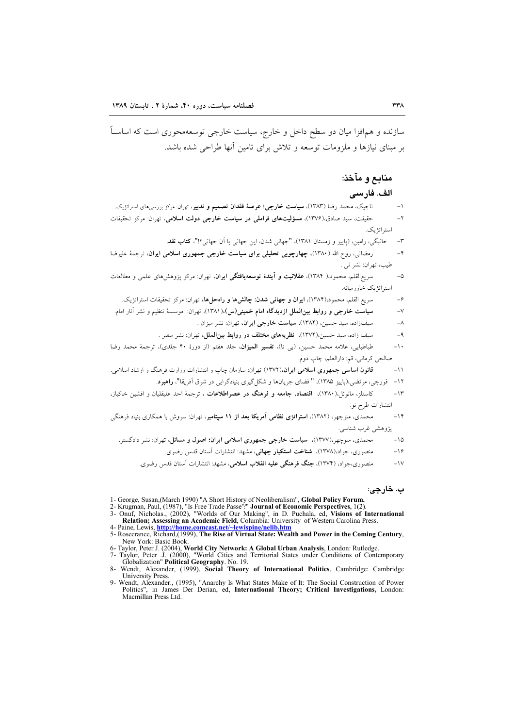سازنده و هم‌افزا میان دو سطح داخل و خارج، سیاست خارجی توسعه‌محوری است که اساساً بر مبنای نیازها و ملزومات توسعه و تلاش برای تامین آنها طراحی شده باشد.

## منابع و مآخذ:

### الف. فارسی

۱- تاجیک، محمد رضا (۱۳۸۳)، **سیاست خارجی؛ عرصهٔ فقدان تصمیم و تدبیر**، تهران: مرکز بررسی‌های استراتژیک.

۲- حقیقت، سید صادق،(۱۳۷۶)، **مسؤلیت‌های فراملی در سیاست خارجی دولت اسلامی**، تهران: مرکز تحقیقات استراتژیک.

۳- خانیگی، رامین، (پاییز و زمستان ۱۳۸۱)، "جهانی شدن، این جهانی یا آن جهانی؟!"، **کتاب نقد.**

۴- رمضانی، روح الله (۱۳۸۰)، **چهارچوبی تحلیلی برای سیاست خارجی جمهوری اسلامی ایران**، ترجمهٔ علیرضا طیب، تهران: نشر نی .

۵- سریع‌القلم، محمود،( ۱۳۸۴)، **عقلانیت و آیندهٔ توسعه‌یافتگی ایران**، تهران: مرکز پژوهش‌های علمی و مطالعات استراتژیک خاورمیانه.

۶- سریع القلم، محمود،(۱۳۸۴)، **ایران و جهانی شدن: چالش‌ها و راه‌حل‌ها**، تهران: مرکز تحقیقات استراتژیک.

۷- **سیاست خارجی و روابط بین‌الملل ازدیدگاه امام خمینی(س)**،(۱۳۸۱)، تهران: موسسهٔ تنظیم و نشر آثار امام.

۸- سیف‌زاده، سید حسین، (۱۳۸۴)، **سیاست خارجی ایران**، تهران: نشر میزان .

۹- سیف زاده، سید حسین،(۱۳۷۲)، **نظریه‌های مختلف در روابط بین‌الملل**، تهران: نشر سفیر .

۱۰- طباطبایی، علامه محمد حسین، (بی تا)، **تفسیر المیزان**، جلد هفتم (از دورهٔ ۴۰ جلدی)، ترجمهٔ محمد رضا صالحی کرمانی، قم: دارالعلم، چاپ دوم.

۱۱- **قانون اساسی جمهوری اسلامی ایران**،(۱۳۷۲) تهران: سازمان چاپ و انتشارات وزارت فرهنگ و ارشاد اسلامی.

۱۲- قورچی، مرتضی،(پاییز ۱۳۸۵)، " فضای جریان‌ها و شکل‌گیری بنیادگرایی در شرق آفریقا"، **راهبرد**.

۱۳- کاستلز، مانوئل،(۱۳۸۰)، **اقتصاد، جامعه و فرهنگ در عصراطلاعات** ، ترجمهٔ احد علیقلیان و افشین خاکباز، انتشارات طرح نو.

۱۴- محمدی، منوچهر، (۱۳۸۲)، **استراتژی نظامی آمریکا بعد از ۱۱ سپتامبر**، تهران: سروش با همکاری بنیاد فرهنگی پژوهشی غرب شناسی.

۱۵- محمدی، منوچهر،(۱۳۷۷)، **سیاست خارجی جمهوری اسلامی ایران؛ اصول و مسائل**، تهران: نشر دادگستر.

۱۶- منصوری، جواد،(۱۳۷۸)، **شناخت استکبار جهانی**، مشهد: انتشارات آستان قدس رضوی.

۱۷- منصوری،جواد، (۱۳۷۴)، **جنگ فرهنگی علیه انقلاب اسلامی**، مشهد: انتشارات آستان قدس رضوی.

### ب. خارجی:

1- George, Susan,(March 1990) "A Short History of Neoliberalism", **Global Policy Forum.**

2- Krugman, Paul, (1987), "Is Free Trade Passe'?" **Journal of Economic Perspectives**, 1(2).

3- Onuf, Nicholas., (2002), "Worlds of Our Making", in D. Puchala, ed, **Visions of International Relation; Assessing an Academic Field**, Columbia: University of Western Carolina Press.

4- Paine, Lewis, **http://home.comcast.net/~lewispine/nelib.htm**

5- Rosecrance, Richard,(1999), **The Rise of Virtual State: Wealth and Power in the Coming Century**, New York: Basic Book.

6- Taylor, Peter J. (2004), **World City Network: A Global Urban Analysis**, London: Rutledge.

7- Taylor, Peter .J. (2000), "World Cities and Territorial States under Conditions of Contemporary Globalization" **Political Geography**. No. 19.

8- Wendt, Alexander, (1999), **Social Theory of International Politics**, Cambridge: Cambridge University Press.

9- Wendt, Alexander., (1995), "Anarchy Is What States Make of It: The Social Construction of Power Politics", in James Der Derian, ed, **International Theory; Critical Investigations,** London: Macmillan Press Ltd.